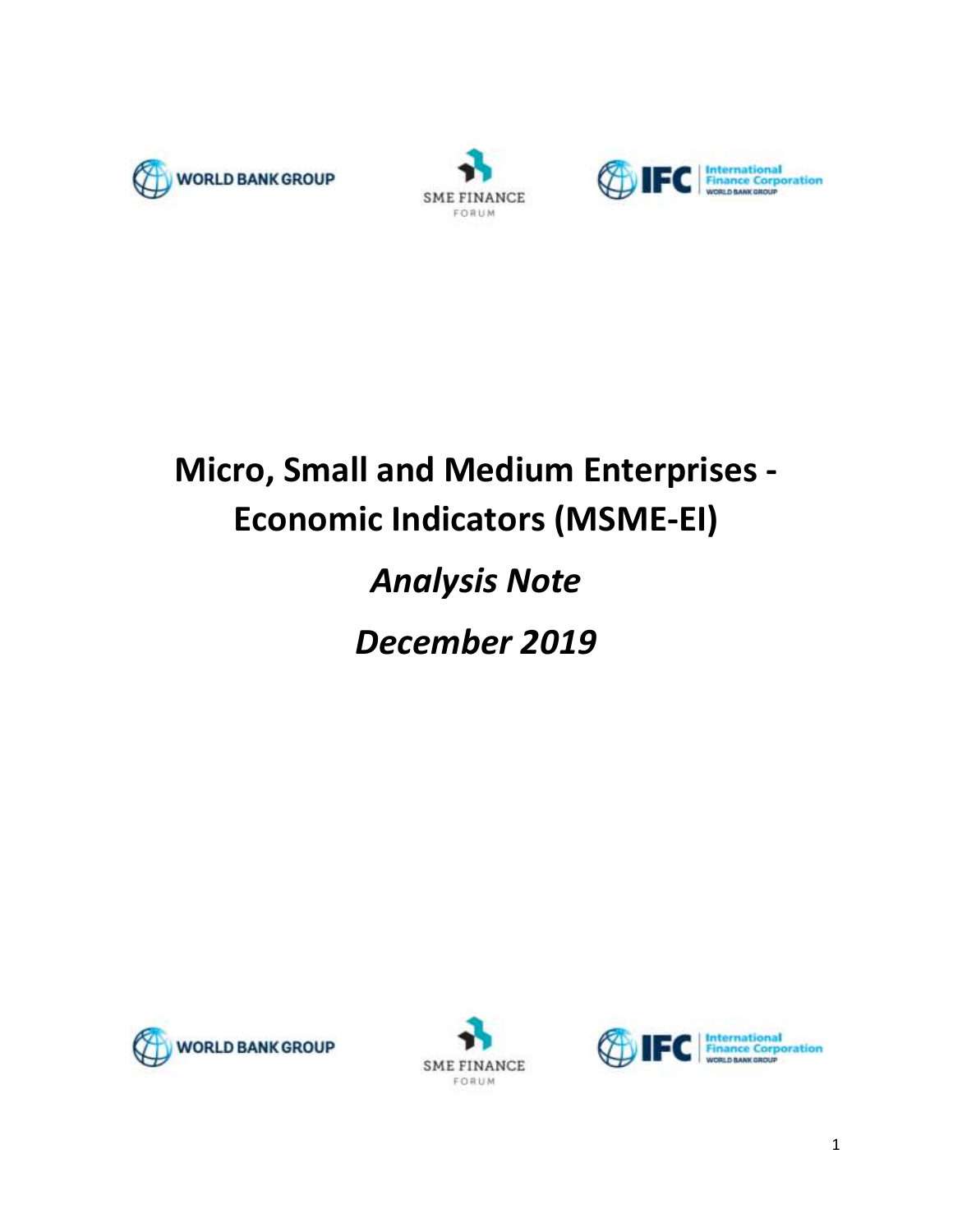WORLD BANK GROUP

SME FINANCE FORUM

IFC International Finance Corporation WORLD BANK GROUP

# Micro, Small and Medium Enterprises - Economic Indicators (MSME-EI)

## *Analysis Note*

## *December 2019*

WORLD BANK GROUP

SME FINANCE FORUM

IFC International Finance Corporation WORLD BANK GROUP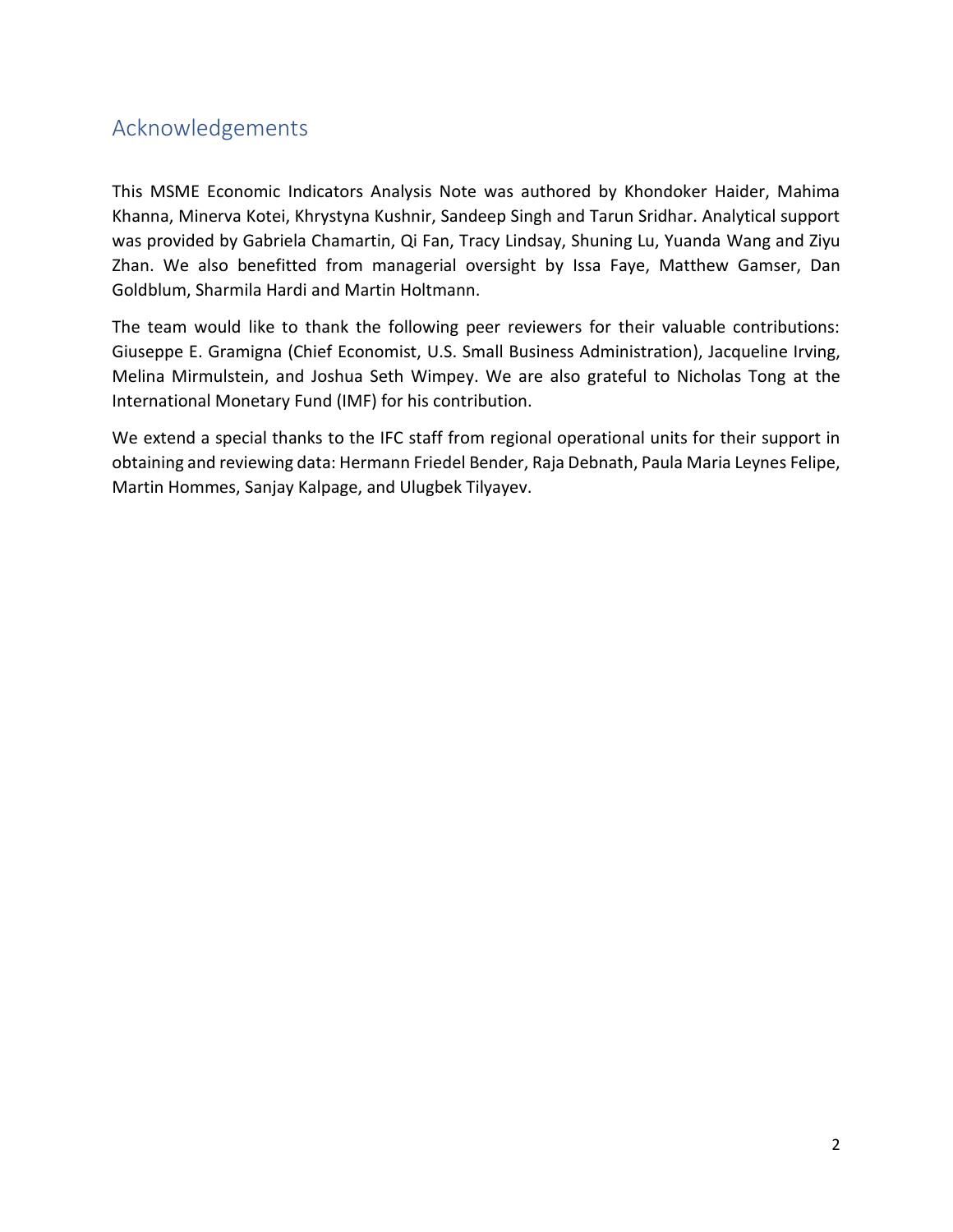## Acknowledgements

This MSME Economic Indicators Analysis Note was authored by Khondoker Haider, Mahima Khanna, Minerva Kotei, Khrystyna Kushnir, Sandeep Singh and Tarun Sridhar. Analytical support was provided by Gabriela Chamartin, Qi Fan, Tracy Lindsay, Shuning Lu, Yuanda Wang and Ziyu Zhan. We also benefitted from managerial oversight by Issa Faye, Matthew Gamser, Dan Goldblum, Sharmila Hardi and Martin Holtmann.

The team would like to thank the following peer reviewers for their valuable contributions: Giuseppe E. Gramigna (Chief Economist, U.S. Small Business Administration), Jacqueline Irving, Melina Mirmulstein, and Joshua Seth Wimpey. We are also grateful to Nicholas Tong at the International Monetary Fund (IMF) for his contribution.

We extend a special thanks to the IFC staff from regional operational units for their support in obtaining and reviewing data: Hermann Friedel Bender, Raja Debnath, Paula Maria Leynes Felipe, Martin Hommes, Sanjay Kalpage, and Ulugbek Tilyayev.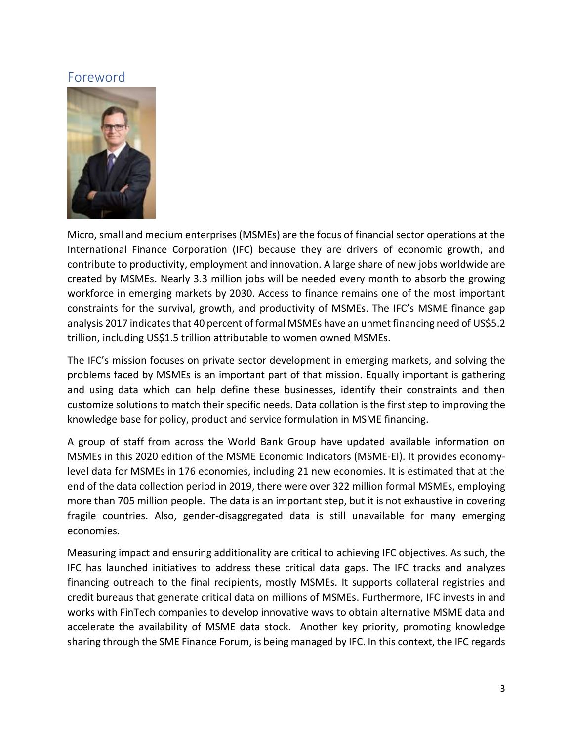## Foreword

Micro, small and medium enterprises (MSMEs) are the focus of financial sector operations at the International Finance Corporation (IFC) because they are drivers of economic growth, and contribute to productivity, employment and innovation. A large share of new jobs worldwide are created by MSMEs. Nearly 3.3 million jobs will be needed every month to absorb the growing workforce in emerging markets by 2030. Access to finance remains one of the most important constraints for the survival, growth, and productivity of MSMEs. The IFC's MSME finance gap analysis 2017 indicates that 40 percent of formal MSMEs have an unmet financing need of US$5.2 trillion, including US$1.5 trillion attributable to women owned MSMEs.

The IFC's mission focuses on private sector development in emerging markets, and solving the problems faced by MSMEs is an important part of that mission. Equally important is gathering and using data which can help define these businesses, identify their constraints and then customize solutions to match their specific needs. Data collation is the first step to improving the knowledge base for policy, product and service formulation in MSME financing.

A group of staff from across the World Bank Group have updated available information on MSMEs in this 2020 edition of the MSME Economic Indicators (MSME-EI). It provides economy-level data for MSMEs in 176 economies, including 21 new economies. It is estimated that at the end of the data collection period in 2019, there were over 322 million formal MSMEs, employing more than 705 million people. The data is an important step, but it is not exhaustive in covering fragile countries. Also, gender-disaggregated data is still unavailable for many emerging economies.

Measuring impact and ensuring additionality are critical to achieving IFC objectives. As such, the IFC has launched initiatives to address these critical data gaps. The IFC tracks and analyzes financing outreach to the final recipients, mostly MSMEs. It supports collateral registries and credit bureaus that generate critical data on millions of MSMEs. Furthermore, IFC invests in and works with FinTech companies to develop innovative ways to obtain alternative MSME data and accelerate the availability of MSME data stock. Another key priority, promoting knowledge sharing through the SME Finance Forum, is being managed by IFC. In this context, the IFC regards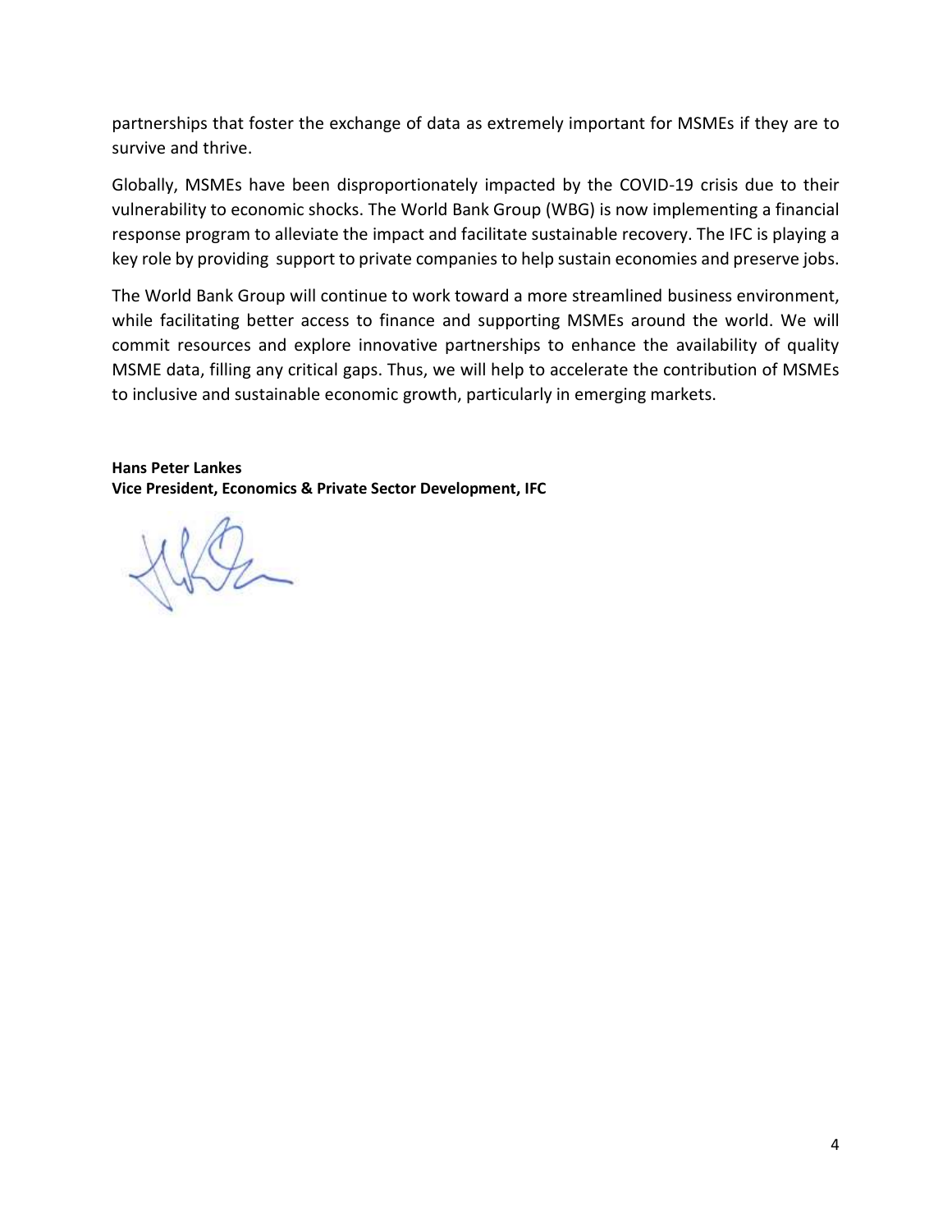partnerships that foster the exchange of data as extremely important for MSMEs if they are to survive and thrive.

Globally, MSMEs have been disproportionately impacted by the COVID-19 crisis due to their vulnerability to economic shocks. The World Bank Group (WBG) is now implementing a financial response program to alleviate the impact and facilitate sustainable recovery. The IFC is playing a key role by providing support to private companies to help sustain economies and preserve jobs.

The World Bank Group will continue to work toward a more streamlined business environment, while facilitating better access to finance and supporting MSMEs around the world. We will commit resources and explore innovative partnerships to enhance the availability of quality MSME data, filling any critical gaps. Thus, we will help to accelerate the contribution of MSMEs to inclusive and sustainable economic growth, particularly in emerging markets.

**Hans Peter Lankes**
**Vice President, Economics & Private Sector Development, IFC**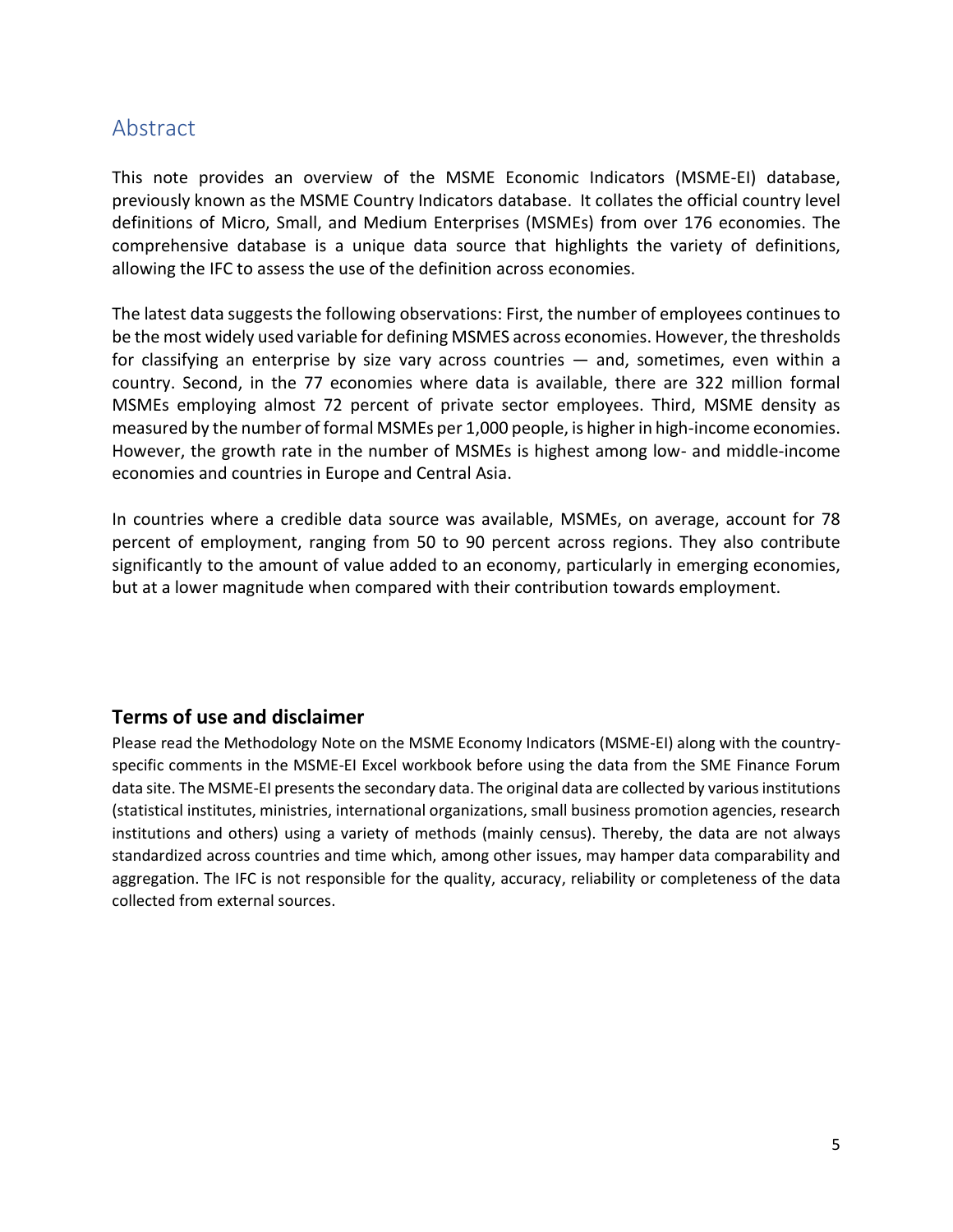## Abstract

This note provides an overview of the MSME Economic Indicators (MSME-EI) database, previously known as the MSME Country Indicators database. It collates the official country level definitions of Micro, Small, and Medium Enterprises (MSMEs) from over 176 economies. The comprehensive database is a unique data source that highlights the variety of definitions, allowing the IFC to assess the use of the definition across economies.

The latest data suggests the following observations: First, the number of employees continues to be the most widely used variable for defining MSMES across economies. However, the thresholds for classifying an enterprise by size vary across countries — and, sometimes, even within a country. Second, in the 77 economies where data is available, there are 322 million formal MSMEs employing almost 72 percent of private sector employees. Third, MSME density as measured by the number of formal MSMEs per 1,000 people, is higher in high-income economies. However, the growth rate in the number of MSMEs is highest among low- and middle-income economies and countries in Europe and Central Asia.

In countries where a credible data source was available, MSMEs, on average, account for 78 percent of employment, ranging from 50 to 90 percent across regions. They also contribute significantly to the amount of value added to an economy, particularly in emerging economies, but at a lower magnitude when compared with their contribution towards employment.

### Terms of use and disclaimer

Please read the Methodology Note on the MSME Economy Indicators (MSME-EI) along with the country-specific comments in the MSME-EI Excel workbook before using the data from the SME Finance Forum data site. The MSME-EI presents the secondary data. The original data are collected by various institutions (statistical institutes, ministries, international organizations, small business promotion agencies, research institutions and others) using a variety of methods (mainly census). Thereby, the data are not always standardized across countries and time which, among other issues, may hamper data comparability and aggregation. The IFC is not responsible for the quality, accuracy, reliability or completeness of the data collected from external sources.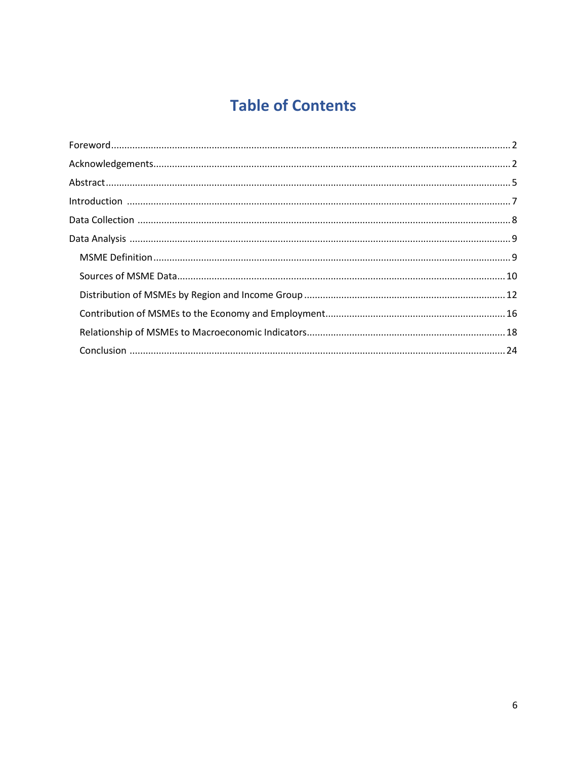# Table of Contents

Foreword........................................................................................................................................2

Acknowledgements........................................................................................................................2

Abstract..........................................................................................................................................5

Introduction ..................................................................................................................................7

Data Collection ..............................................................................................................................8

Data Analysis .................................................................................................................................9

- MSME Definition.........................................................................................................................9
- Sources of MSME Data..............................................................................................................10
- Distribution of MSMEs by Region and Income Group ..............................................................12
- Contribution of MSMEs to the Economy and Employment......................................................16
- Relationship of MSMEs to Macroeconomic Indicators..............................................................18
- Conclusion ...............................................................................................................................24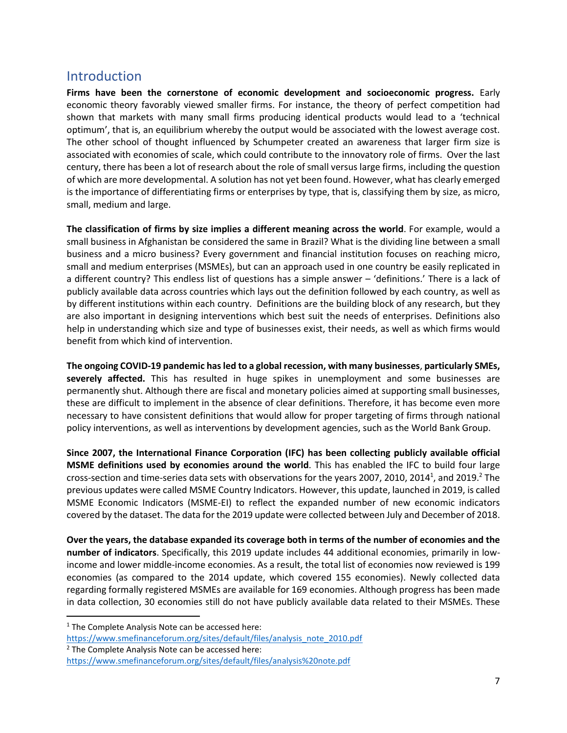## Introduction

**Firms have been the cornerstone of economic development and socioeconomic progress.** Early economic theory favorably viewed smaller firms. For instance, the theory of perfect competition had shown that markets with many small firms producing identical products would lead to a 'technical optimum', that is, an equilibrium whereby the output would be associated with the lowest average cost. The other school of thought influenced by Schumpeter created an awareness that larger firm size is associated with economies of scale, which could contribute to the innovatory role of firms. Over the last century, there has been a lot of research about the role of small versus large firms, including the question of which are more developmental. A solution has not yet been found. However, what has clearly emerged is the importance of differentiating firms or enterprises by type, that is, classifying them by size, as micro, small, medium and large.

**The classification of firms by size implies a different meaning across the world**. For example, would a small business in Afghanistan be considered the same in Brazil? What is the dividing line between a small business and a micro business? Every government and financial institution focuses on reaching micro, small and medium enterprises (MSMEs), but can an approach used in one country be easily replicated in a different country? This endless list of questions has a simple answer – 'definitions.' There is a lack of publicly available data across countries which lays out the definition followed by each country, as well as by different institutions within each country. Definitions are the building block of any research, but they are also important in designing interventions which best suit the needs of enterprises. Definitions also help in understanding which size and type of businesses exist, their needs, as well as which firms would benefit from which kind of intervention.

**The ongoing COVID-19 pandemic has led to a global recession, with many businesses**, **particularly SMEs, severely affected.** This has resulted in huge spikes in unemployment and some businesses are permanently shut. Although there are fiscal and monetary policies aimed at supporting small businesses, these are difficult to implement in the absence of clear definitions. Therefore, it has become even more necessary to have consistent definitions that would allow for proper targeting of firms through national policy interventions, as well as interventions by development agencies, such as the World Bank Group.

**Since 2007, the International Finance Corporation (IFC) has been collecting publicly available official MSME definitions used by economies around the world**. This has enabled the IFC to build four large cross-section and time-series data sets with observations for the years 2007, 2010, 2014[1], and 2019.[2] The previous updates were called MSME Country Indicators. However, this update, launched in 2019, is called MSME Economic Indicators (MSME-EI) to reflect the expanded number of new economic indicators covered by the dataset. The data for the 2019 update were collected between July and December of 2018.

**Over the years, the database expanded its coverage both in terms of the number of economies and the number of indicators**. Specifically, this 2019 update includes 44 additional economies, primarily in low-income and lower middle-income economies. As a result, the total list of economies now reviewed is 199 economies (as compared to the 2014 update, which covered 155 economies). Newly collected data regarding formally registered MSMEs are available for 169 economies. Although progress has been made in data collection, 30 economies still do not have publicly available data related to their MSMEs. These

---

[1] The Complete Analysis Note can be accessed here: https://www.smefinanceforum.org/sites/default/files/analysis_note_2010.pdf

[2] The Complete Analysis Note can be accessed here: https://www.smefinanceforum.org/sites/default/files/analysis%20note.pdf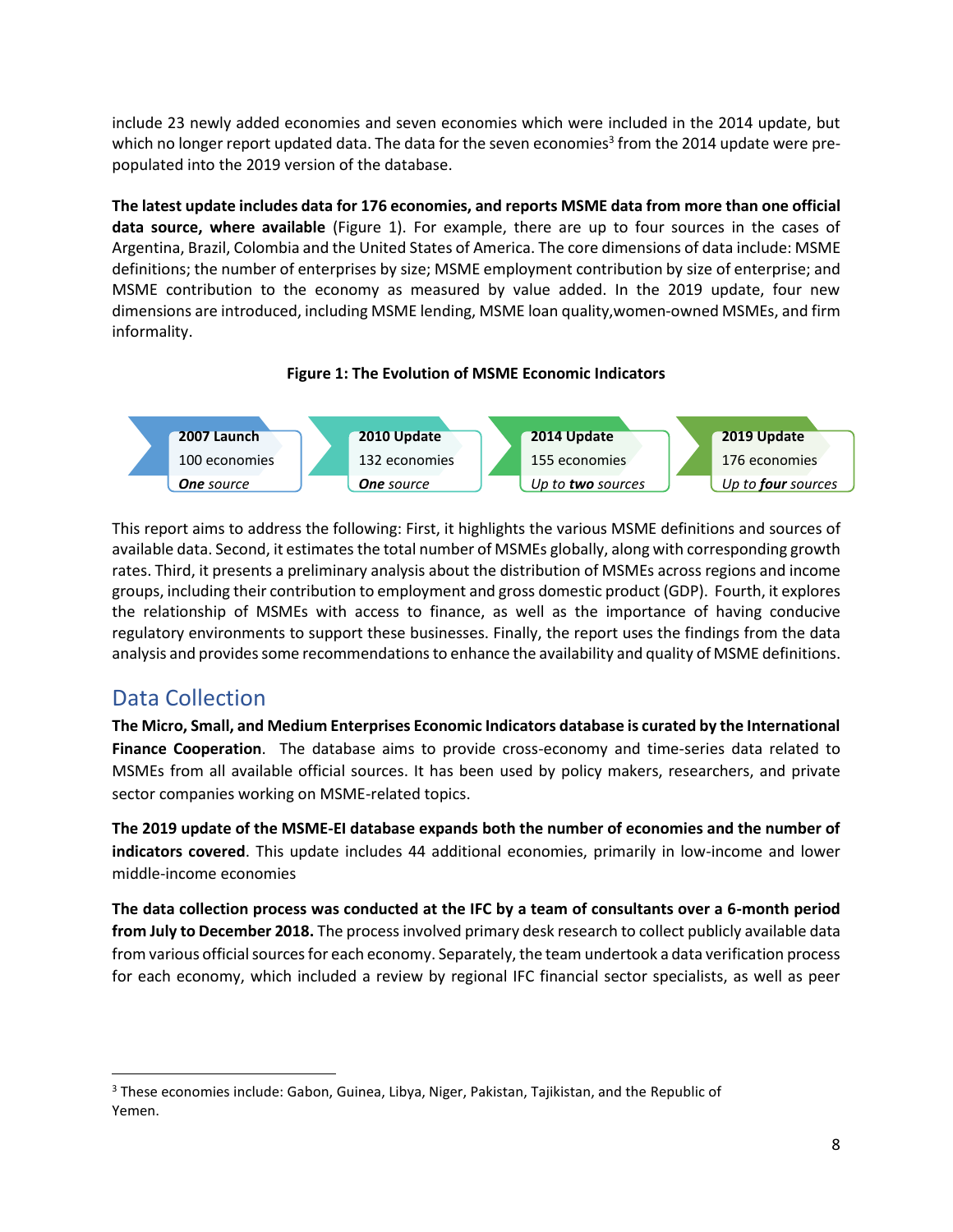include 23 newly added economies and seven economies which were included in the 2014 update, but which no longer report updated data. The data for the seven economies[3] from the 2014 update were pre-populated into the 2019 version of the database.

**The latest update includes data for 176 economies, and reports MSME data from more than one official data source, where available** (Figure 1). For example, there are up to four sources in the cases of Argentina, Brazil, Colombia and the United States of America. The core dimensions of data include: MSME definitions; the number of enterprises by size; MSME employment contribution by size of enterprise; and MSME contribution to the economy as measured by value added. In the 2019 update, four new dimensions are introduced, including MSME lending, MSME loan quality,women-owned MSMEs, and firm informality.

**Figure 1: The Evolution of MSME Economic Indicators**

| **2007 Launch** | **2010 Update** | **2014 Update** | **2019 Update** |
|---|---|---|---|
| 100 economies | 132 economies | 155 economies | 176 economies |
| ***One*** *source* | ***One*** *source* | *Up to* ***two*** *sources* | *Up to* ***four*** *sources* |

This report aims to address the following: First, it highlights the various MSME definitions and sources of available data. Second, it estimates the total number of MSMEs globally, along with corresponding growth rates. Third, it presents a preliminary analysis about the distribution of MSMEs across regions and income groups, including their contribution to employment and gross domestic product (GDP). Fourth, it explores the relationship of MSMEs with access to finance, as well as the importance of having conducive regulatory environments to support these businesses. Finally, the report uses the findings from the data analysis and provides some recommendations to enhance the availability and quality of MSME definitions.

## Data Collection

**The Micro, Small, and Medium Enterprises Economic Indicators database is curated by the International Finance Cooperation**. The database aims to provide cross-economy and time-series data related to MSMEs from all available official sources. It has been used by policy makers, researchers, and private sector companies working on MSME-related topics.

**The 2019 update of the MSME-EI database expands both the number of economies and the number of indicators covered**. This update includes 44 additional economies, primarily in low-income and lower middle-income economies

**The data collection process was conducted at the IFC by a team of consultants over a 6-month period from July to December 2018.** The process involved primary desk research to collect publicly available data from various official sources for each economy. Separately, the team undertook a data verification process for each economy, which included a review by regional IFC financial sector specialists, as well as peer

---

[3] These economies include: Gabon, Guinea, Libya, Niger, Pakistan, Tajikistan, and the Republic of Yemen.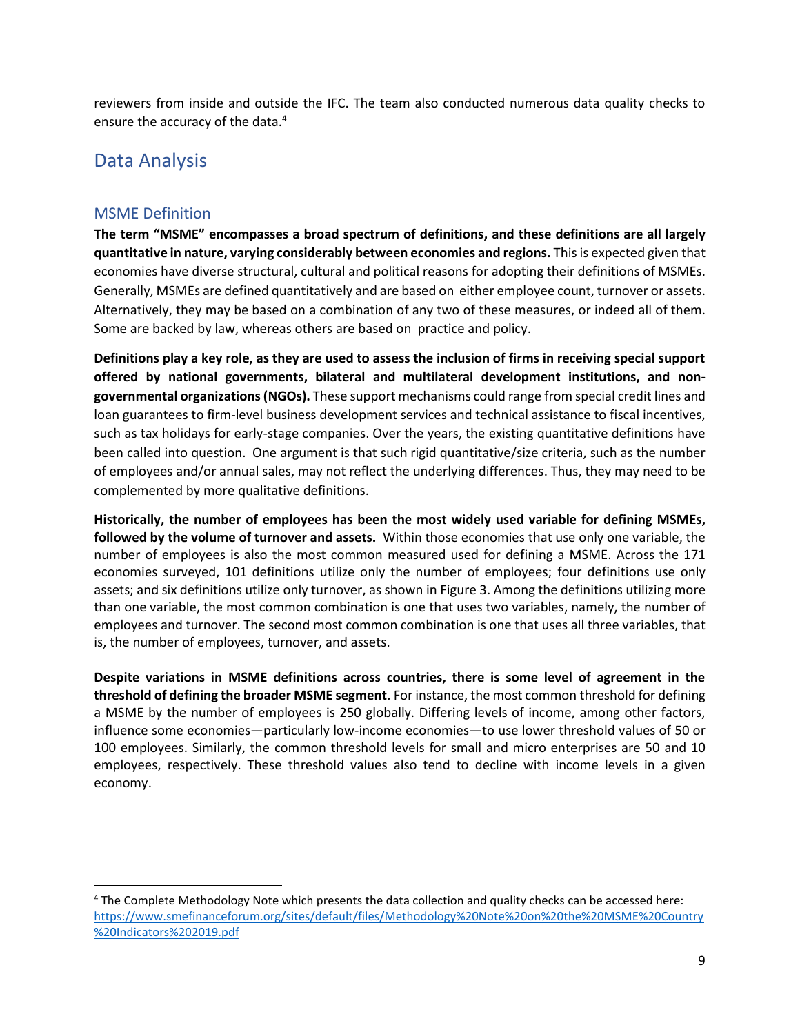reviewers from inside and outside the IFC. The team also conducted numerous data quality checks to ensure the accuracy of the data.[4]

## Data Analysis

### MSME Definition

**The term "MSME" encompasses a broad spectrum of definitions, and these definitions are all largely quantitative in nature, varying considerably between economies and regions.** This is expected given that economies have diverse structural, cultural and political reasons for adopting their definitions of MSMEs. Generally, MSMEs are defined quantitatively and are based on either employee count, turnover or assets. Alternatively, they may be based on a combination of any two of these measures, or indeed all of them. Some are backed by law, whereas others are based on practice and policy.

**Definitions play a key role, as they are used to assess the inclusion of firms in receiving special support offered by national governments, bilateral and multilateral development institutions, and non-governmental organizations (NGOs).** These support mechanisms could range from special credit lines and loan guarantees to firm-level business development services and technical assistance to fiscal incentives, such as tax holidays for early-stage companies. Over the years, the existing quantitative definitions have been called into question. One argument is that such rigid quantitative/size criteria, such as the number of employees and/or annual sales, may not reflect the underlying differences. Thus, they may need to be complemented by more qualitative definitions.

**Historically, the number of employees has been the most widely used variable for defining MSMEs, followed by the volume of turnover and assets.** Within those economies that use only one variable, the number of employees is also the most common measured used for defining a MSME. Across the 171 economies surveyed, 101 definitions utilize only the number of employees; four definitions use only assets; and six definitions utilize only turnover, as shown in Figure 3. Among the definitions utilizing more than one variable, the most common combination is one that uses two variables, namely, the number of employees and turnover. The second most common combination is one that uses all three variables, that is, the number of employees, turnover, and assets.

**Despite variations in MSME definitions across countries, there is some level of agreement in the threshold of defining the broader MSME segment.** For instance, the most common threshold for defining a MSME by the number of employees is 250 globally. Differing levels of income, among other factors, influence some economies—particularly low-income economies—to use lower threshold values of 50 or 100 employees. Similarly, the common threshold levels for small and micro enterprises are 50 and 10 employees, respectively. These threshold values also tend to decline with income levels in a given economy.

---

[4] The Complete Methodology Note which presents the data collection and quality checks can be accessed here: https://www.smefinanceforum.org/sites/default/files/Methodology%20Note%20on%20the%20MSME%20Country%20Indicators%202019.pdf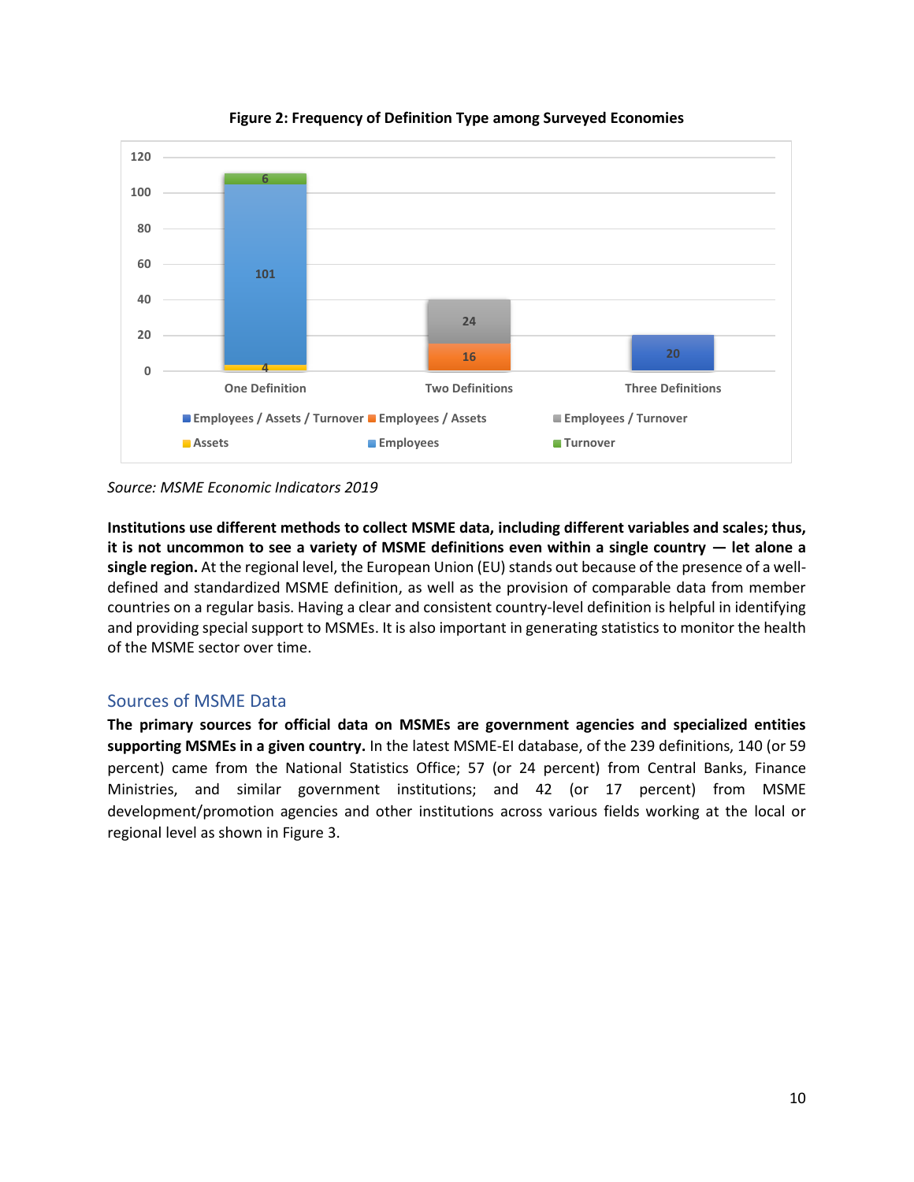**Figure 2: Frequency of Definition Type among Surveyed Economies**

| | One Definition | Two Definitions | Three Definitions |
|---|---|---|---|
| Employees / Assets / Turnover | | | 20 |
| Employees / Assets | | 16 | |
| Employees / Turnover | | 24 | |
| Assets | 4 | | |
| Employees | 101 | | |
| Turnover | 6 | | |

*Source: MSME Economic Indicators 2019*

**Institutions use different methods to collect MSME data, including different variables and scales; thus, it is not uncommon to see a variety of MSME definitions even within a single country — let alone a single region.** At the regional level, the European Union (EU) stands out because of the presence of a well-defined and standardized MSME definition, as well as the provision of comparable data from member countries on a regular basis. Having a clear and consistent country-level definition is helpful in identifying and providing special support to MSMEs. It is also important in generating statistics to monitor the health of the MSME sector over time.

## Sources of MSME Data

**The primary sources for official data on MSMEs are government agencies and specialized entities supporting MSMEs in a given country.** In the latest MSME-EI database, of the 239 definitions, 140 (or 59 percent) came from the National Statistics Office; 57 (or 24 percent) from Central Banks, Finance Ministries, and similar government institutions; and 42 (or 17 percent) from MSME development/promotion agencies and other institutions across various fields working at the local or regional level as shown in Figure 3.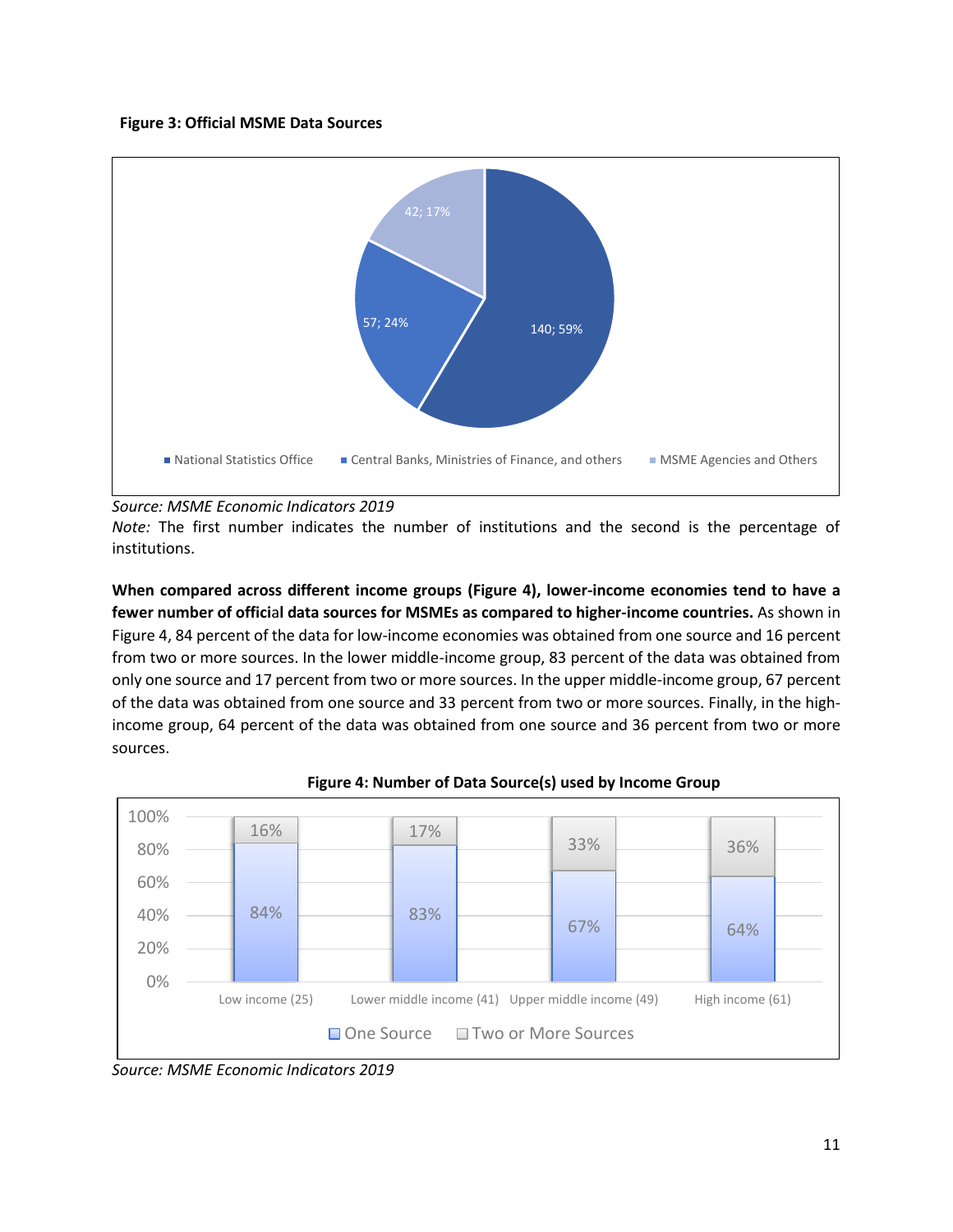**Figure 3: Official MSME Data Sources**

*Source: MSME Economic Indicators 2019*
*Note:* The first number indicates the number of institutions and the second is the percentage of institutions.

**When compared across different income groups (Figure 4), lower-income economies tend to have a fewer number of official data sources for MSMEs as compared to higher-income countries.** As shown in Figure 4, 84 percent of the data for low-income economies was obtained from one source and 16 percent from two or more sources. In the lower middle-income group, 83 percent of the data was obtained from only one source and 17 percent from two or more sources. In the upper middle-income group, 67 percent of the data was obtained from one source and 33 percent from two or more sources. Finally, in the high-income group, 64 percent of the data was obtained from one source and 36 percent from two or more sources.

**Figure 4: Number of Data Source(s) used by Income Group**

*Source: MSME Economic Indicators 2019*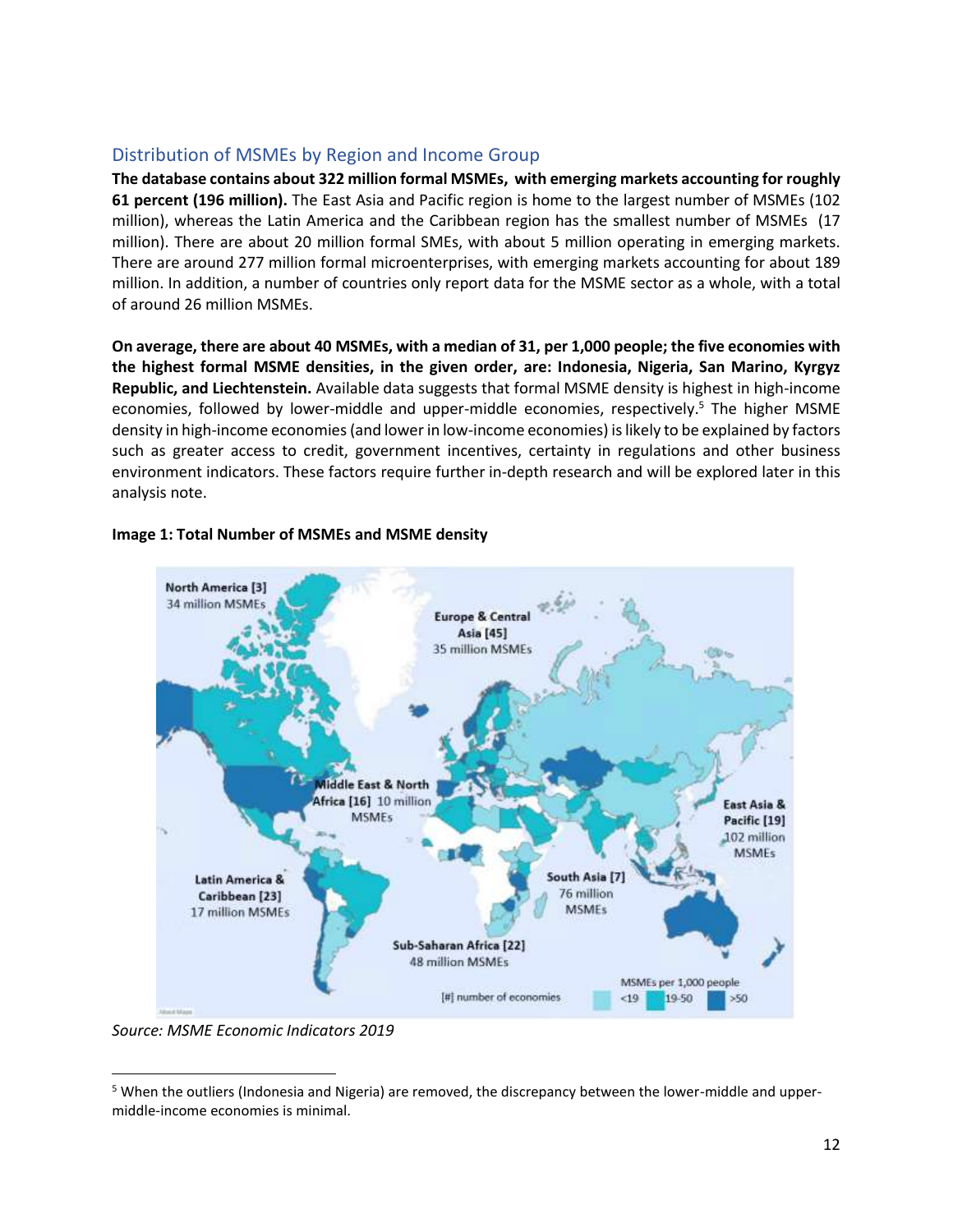## Distribution of MSMEs by Region and Income Group

**The database contains about 322 million formal MSMEs, with emerging markets accounting for roughly 61 percent (196 million).** The East Asia and Pacific region is home to the largest number of MSMEs (102 million), whereas the Latin America and the Caribbean region has the smallest number of MSMEs (17 million). There are about 20 million formal SMEs, with about 5 million operating in emerging markets. There are around 277 million formal microenterprises, with emerging markets accounting for about 189 million. In addition, a number of countries only report data for the MSME sector as a whole, with a total of around 26 million MSMEs.

**On average, there are about 40 MSMEs, with a median of 31, per 1,000 people; the five economies with the highest formal MSME densities, in the given order, are: Indonesia, Nigeria, San Marino, Kyrgyz Republic, and Liechtenstein.** Available data suggests that formal MSME density is highest in high-income economies, followed by lower-middle and upper-middle economies, respectively.[5] The higher MSME density in high-income economies (and lower in low-income economies) is likely to be explained by factors such as greater access to credit, government incentives, certainty in regulations and other business environment indicators. These factors require further in-depth research and will be explored later in this analysis note.

**Image 1: Total Number of MSMEs and MSME density**

*Source: MSME Economic Indicators 2019*

---

[5] When the outliers (Indonesia and Nigeria) are removed, the discrepancy between the lower-middle and upper-middle-income economies is minimal.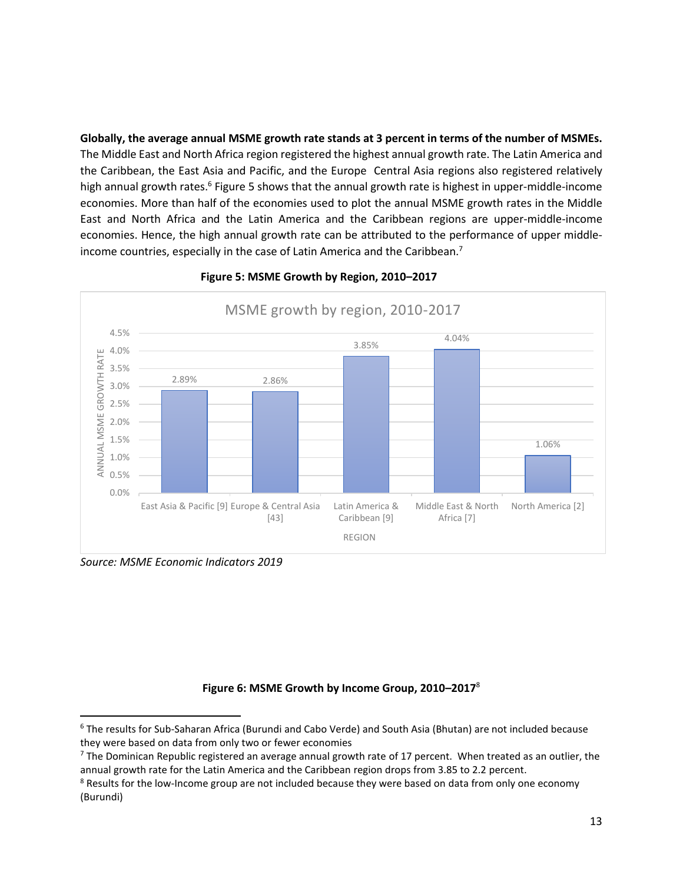**Globally, the average annual MSME growth rate stands at 3 percent in terms of the number of MSMEs.** The Middle East and North Africa region registered the highest annual growth rate. The Latin America and the Caribbean, the East Asia and Pacific, and the Europe Central Asia regions also registered relatively high annual growth rates.[6] Figure 5 shows that the annual growth rate is highest in upper-middle-income economies. More than half of the economies used to plot the annual MSME growth rates in the Middle East and North Africa and the Latin America and the Caribbean regions are upper-middle-income economies. Hence, the high annual growth rate can be attributed to the performance of upper middle-income countries, especially in the case of Latin America and the Caribbean.[7]

**Figure 5: MSME Growth by Region, 2010–2017**

MSME growth by region, 2010-2017

| Region | Annual MSME growth rate |
|---|---|
| East Asia & Pacific [9] | 2.89% |
| Europe & Central Asia [43] | 2.86% |
| Latin America & Caribbean [9] | 3.85% |
| Middle East & North Africa [7] | 4.04% |
| North America [2] | 1.06% |

*Source: MSME Economic Indicators 2019*

**Figure 6: MSME Growth by Income Group, 2010–2017**[8]

[6] The results for Sub-Saharan Africa (Burundi and Cabo Verde) and South Asia (Bhutan) are not included because they were based on data from only two or fewer economies

[7] The Dominican Republic registered an average annual growth rate of 17 percent. When treated as an outlier, the annual growth rate for the Latin America and the Caribbean region drops from 3.85 to 2.2 percent.

[8] Results for the low-Income group are not included because they were based on data from only one economy (Burundi)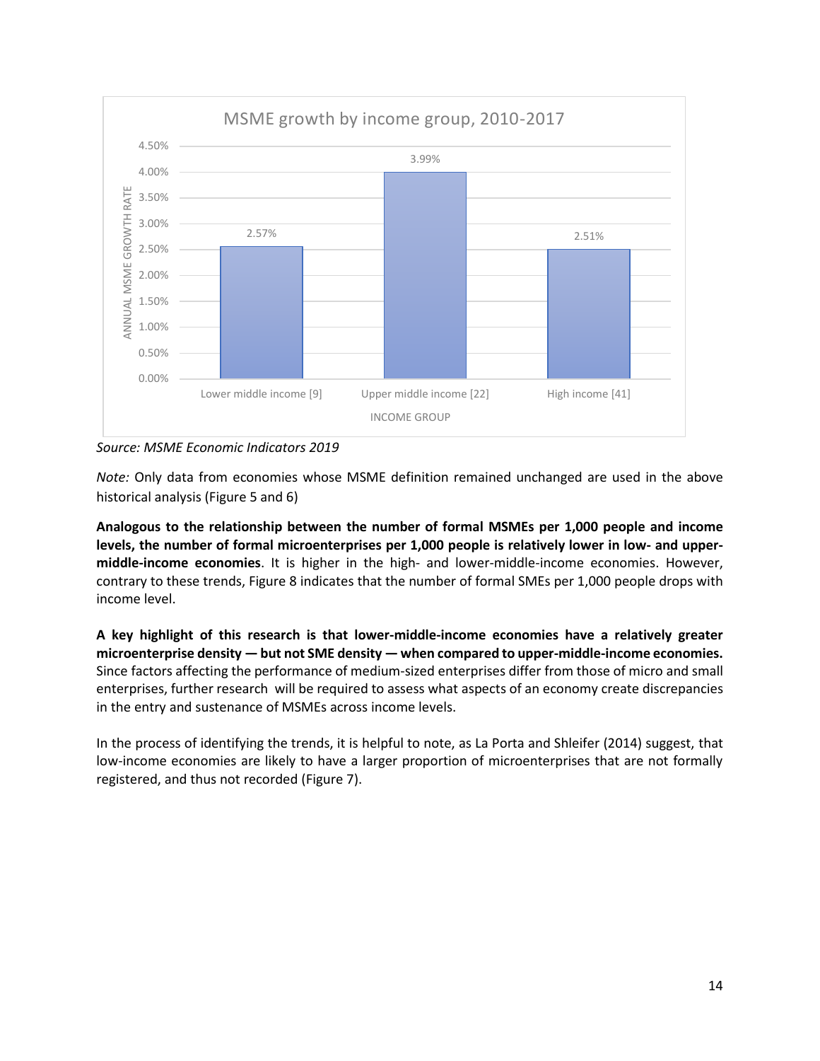**MSME growth by income group, 2010-2017**

| INCOME GROUP | ANNUAL MSME GROWTH RATE |
| --- | --- |
| Lower middle income [9] | 2.57% |
| Upper middle income [22] | 3.99% |
| High income [41] | 2.51% |

*Source: MSME Economic Indicators 2019*

*Note:* Only data from economies whose MSME definition remained unchanged are used in the above historical analysis (Figure 5 and 6)

**Analogous to the relationship between the number of formal MSMEs per 1,000 people and income levels, the number of formal microenterprises per 1,000 people is relatively lower in low- and upper-middle-income economies**. It is higher in the high- and lower-middle-income economies. However, contrary to these trends, Figure 8 indicates that the number of formal SMEs per 1,000 people drops with income level.

**A key highlight of this research is that lower-middle-income economies have a relatively greater microenterprise density — but not SME density — when compared to upper-middle-income economies.** Since factors affecting the performance of medium-sized enterprises differ from those of micro and small enterprises, further research will be required to assess what aspects of an economy create discrepancies in the entry and sustenance of MSMEs across income levels.

In the process of identifying the trends, it is helpful to note, as La Porta and Shleifer (2014) suggest, that low-income economies are likely to have a larger proportion of microenterprises that are not formally registered, and thus not recorded (Figure 7).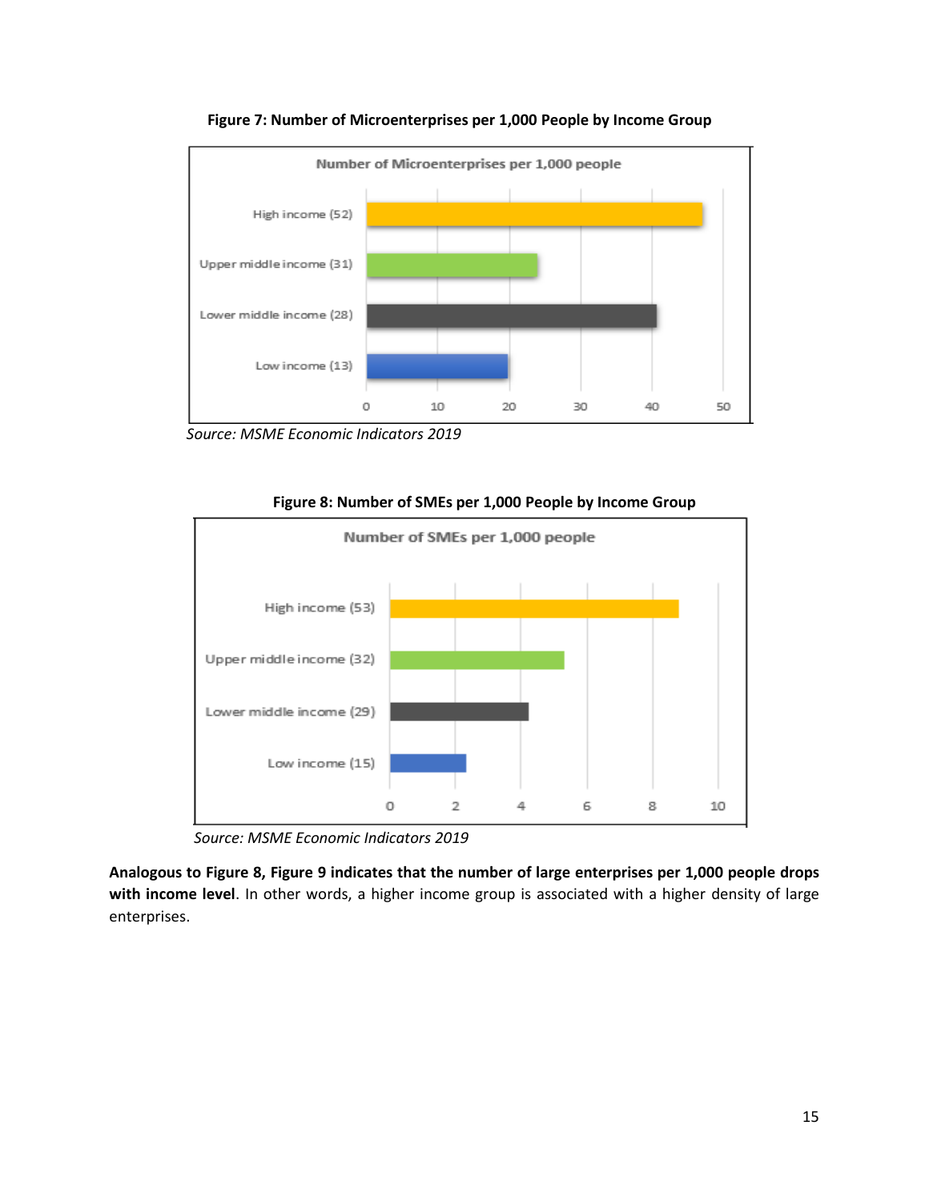**Figure 7: Number of Microenterprises per 1,000 People by Income Group**

*Source: MSME Economic Indicators 2019*

**Figure 8: Number of SMEs per 1,000 People by Income Group**

*Source: MSME Economic Indicators 2019*

**Analogous to Figure 8, Figure 9 indicates that the number of large enterprises per 1,000 people drops with income level**. In other words, a higher income group is associated with a higher density of large enterprises.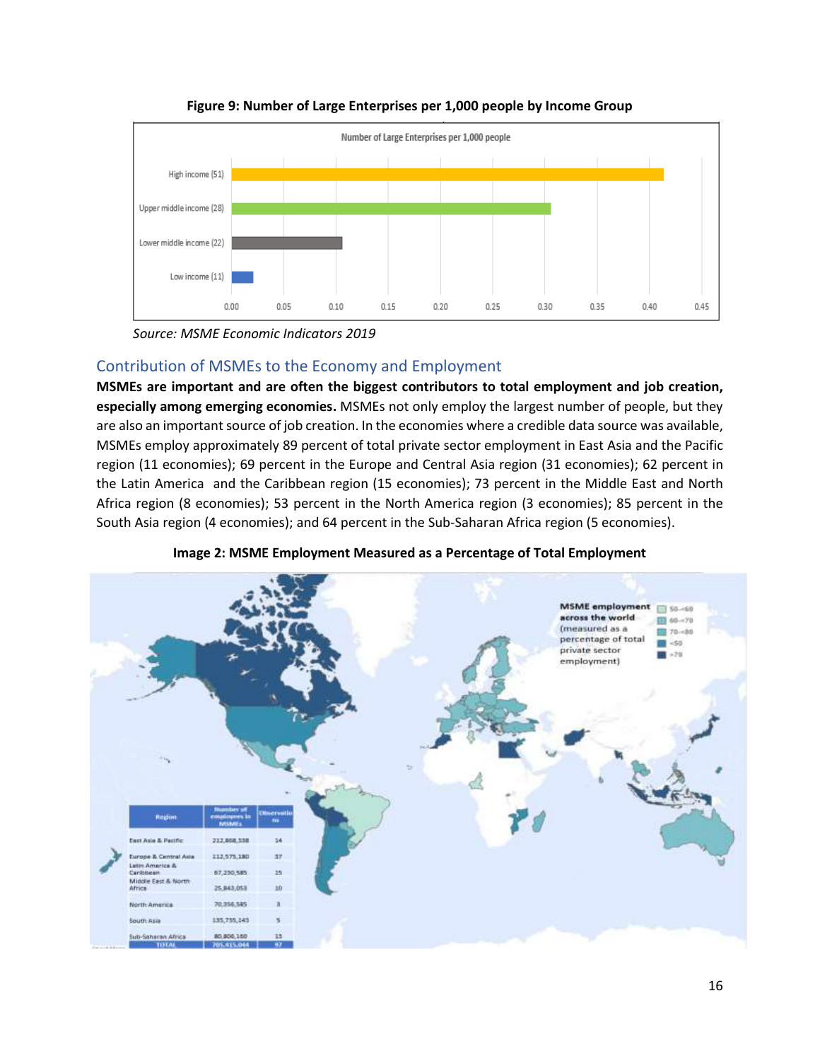**Figure 9: Number of Large Enterprises per 1,000 people by Income Group**

*Source: MSME Economic Indicators 2019*

## Contribution of MSMEs to the Economy and Employment

**MSMEs are important and are often the biggest contributors to total employment and job creation, especially among emerging economies.** MSMEs not only employ the largest number of people, but they are also an important source of job creation. In the economies where a credible data source was available, MSMEs employ approximately 89 percent of total private sector employment in East Asia and the Pacific region (11 economies); 69 percent in the Europe and Central Asia region (31 economies); 62 percent in the Latin America and the Caribbean region (15 economies); 73 percent in the Middle East and North Africa region (8 economies); 53 percent in the North America region (3 economies); 85 percent in the South Asia region (4 economies); and 64 percent in the Sub-Saharan Africa region (5 economies).

**Image 2: MSME Employment Measured as a Percentage of Total Employment**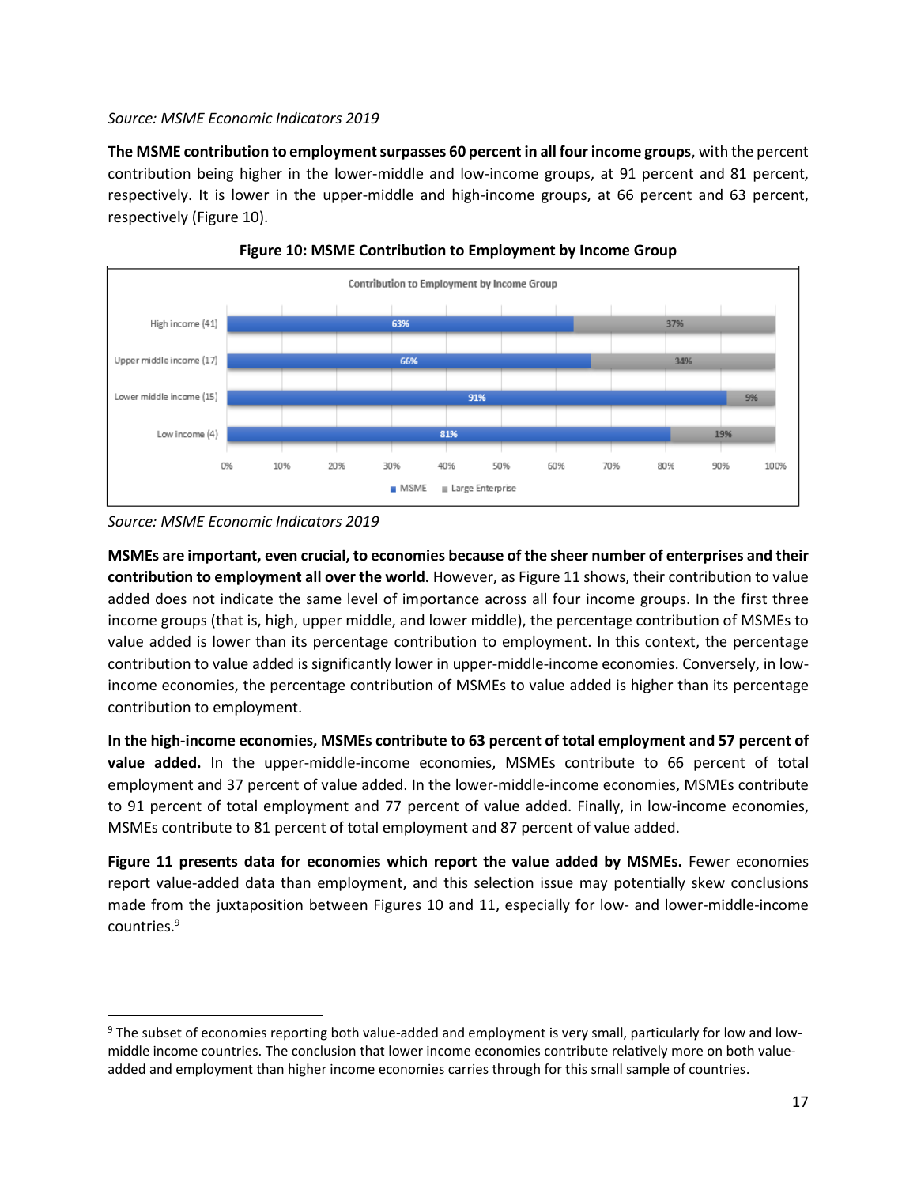*Source: MSME Economic Indicators 2019*

**The MSME contribution to employment surpasses 60 percent in all four income groups**, with the percent contribution being higher in the lower-middle and low-income groups, at 91 percent and 81 percent, respectively. It is lower in the upper-middle and high-income groups, at 66 percent and 63 percent, respectively (Figure 10).

**Figure 10: MSME Contribution to Employment by Income Group**

*Source: MSME Economic Indicators 2019*

**MSMEs are important, even crucial, to economies because of the sheer number of enterprises and their contribution to employment all over the world.** However, as Figure 11 shows, their contribution to value added does not indicate the same level of importance across all four income groups. In the first three income groups (that is, high, upper middle, and lower middle), the percentage contribution of MSMEs to value added is lower than its percentage contribution to employment. In this context, the percentage contribution to value added is significantly lower in upper-middle-income economies. Conversely, in low-income economies, the percentage contribution of MSMEs to value added is higher than its percentage contribution to employment.

**In the high-income economies, MSMEs contribute to 63 percent of total employment and 57 percent of value added.** In the upper-middle-income economies, MSMEs contribute to 66 percent of total employment and 37 percent of value added. In the lower-middle-income economies, MSMEs contribute to 91 percent of total employment and 77 percent of value added. Finally, in low-income economies, MSMEs contribute to 81 percent of total employment and 87 percent of value added.

**Figure 11 presents data for economies which report the value added by MSMEs.** Fewer economies report value-added data than employment, and this selection issue may potentially skew conclusions made from the juxtaposition between Figures 10 and 11, especially for low- and lower-middle-income countries.[9]

---

[9] The subset of economies reporting both value-added and employment is very small, particularly for low and low-middle income countries. The conclusion that lower income economies contribute relatively more on both value-added and employment than higher income economies carries through for this small sample of countries.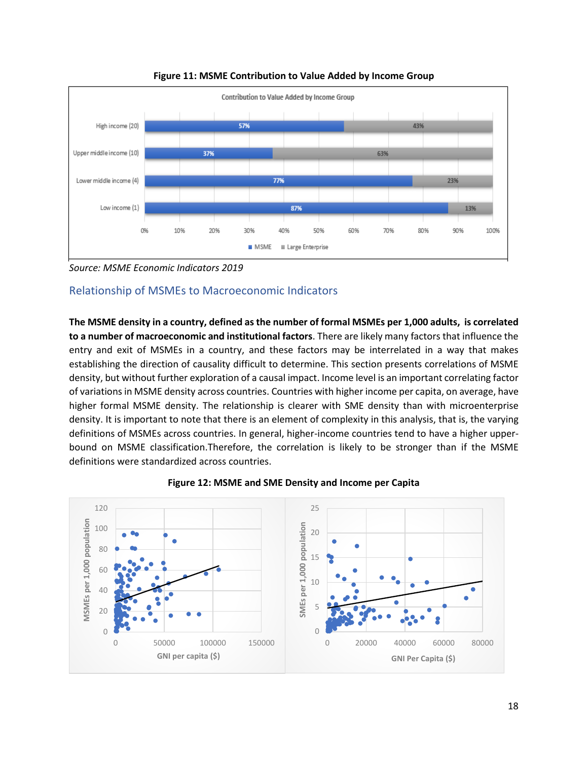**Figure 11: MSME Contribution to Value Added by Income Group**

Source: MSME Economic Indicators 2019

## Relationship of MSMEs to Macroeconomic Indicators

**The MSME density in a country, defined as the number of formal MSMEs per 1,000 adults, is correlated to a number of macroeconomic and institutional factors**. There are likely many factors that influence the entry and exit of MSMEs in a country, and these factors may be interrelated in a way that makes establishing the direction of causality difficult to determine. This section presents correlations of MSME density, but without further exploration of a causal impact. Income level is an important correlating factor of variations in MSME density across countries. Countries with higher income per capita, on average, have higher formal MSME density. The relationship is clearer with SME density than with microenterprise density. It is important to note that there is an element of complexity in this analysis, that is, the varying definitions of MSMEs across countries. In general, higher-income countries tend to have a higher upper-bound on MSME classification.Therefore, the correlation is likely to be stronger than if the MSME definitions were standardized across countries.

**Figure 12: MSME and SME Density and Income per Capita**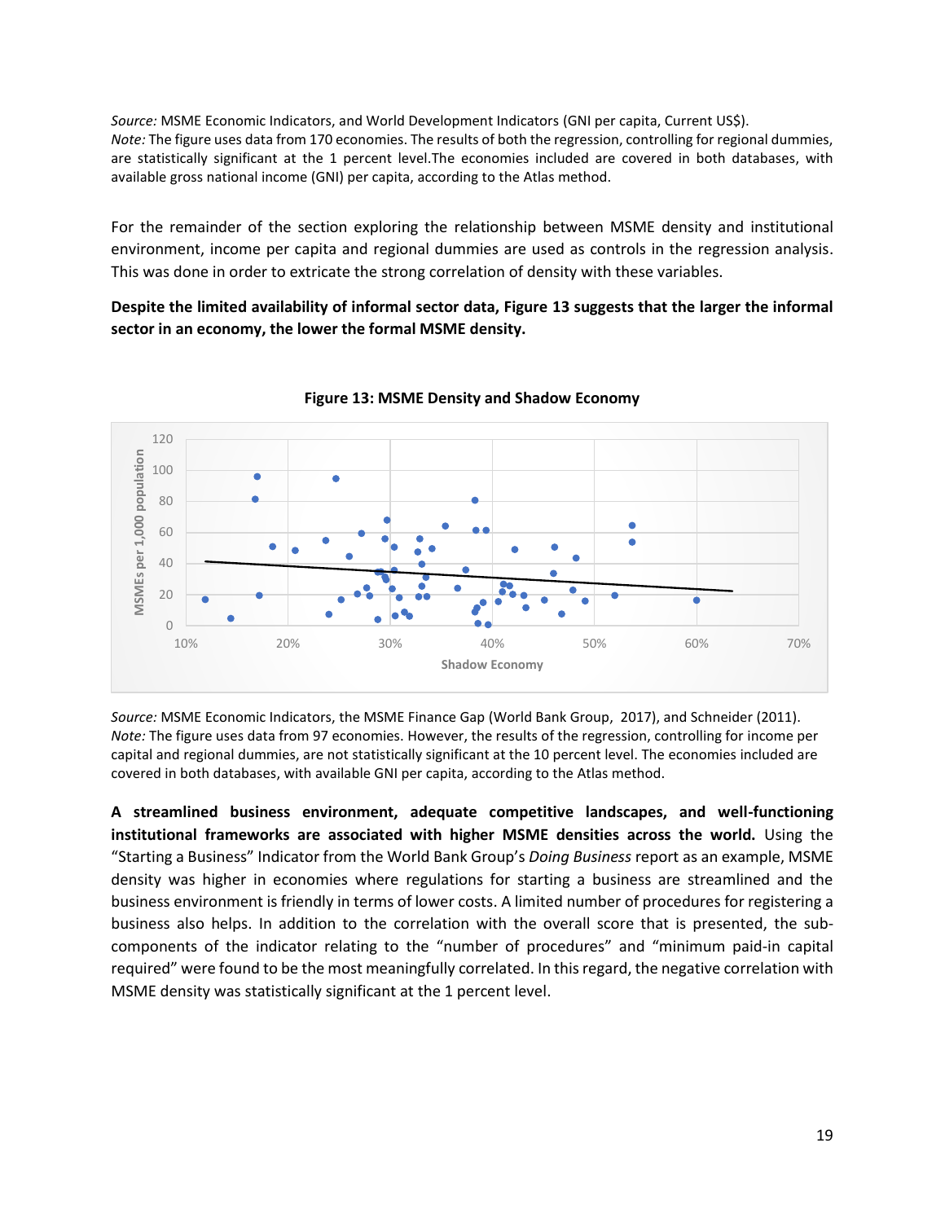*Source:* MSME Economic Indicators, and World Development Indicators (GNI per capita, Current US$).
*Note:* The figure uses data from 170 economies. The results of both the regression, controlling for regional dummies, are statistically significant at the 1 percent level.The economies included are covered in both databases, with available gross national income (GNI) per capita, according to the Atlas method.

For the remainder of the section exploring the relationship between MSME density and institutional environment, income per capita and regional dummies are used as controls in the regression analysis. This was done in order to extricate the strong correlation of density with these variables.

**Despite the limited availability of informal sector data, Figure 13 suggests that the larger the informal sector in an economy, the lower the formal MSME density.**

**Figure 13: MSME Density and Shadow Economy**

*Source:* MSME Economic Indicators, the MSME Finance Gap (World Bank Group, 2017), and Schneider (2011).
*Note:* The figure uses data from 97 economies. However, the results of the regression, controlling for income per capital and regional dummies, are not statistically significant at the 10 percent level. The economies included are covered in both databases, with available GNI per capita, according to the Atlas method.

**A streamlined business environment, adequate competitive landscapes, and well-functioning institutional frameworks are associated with higher MSME densities across the world.** Using the "Starting a Business" Indicator from the World Bank Group's *Doing Business* report as an example, MSME density was higher in economies where regulations for starting a business are streamlined and the business environment is friendly in terms of lower costs. A limited number of procedures for registering a business also helps. In addition to the correlation with the overall score that is presented, the sub-components of the indicator relating to the "number of procedures" and "minimum paid-in capital required" were found to be the most meaningfully correlated. In this regard, the negative correlation with MSME density was statistically significant at the 1 percent level.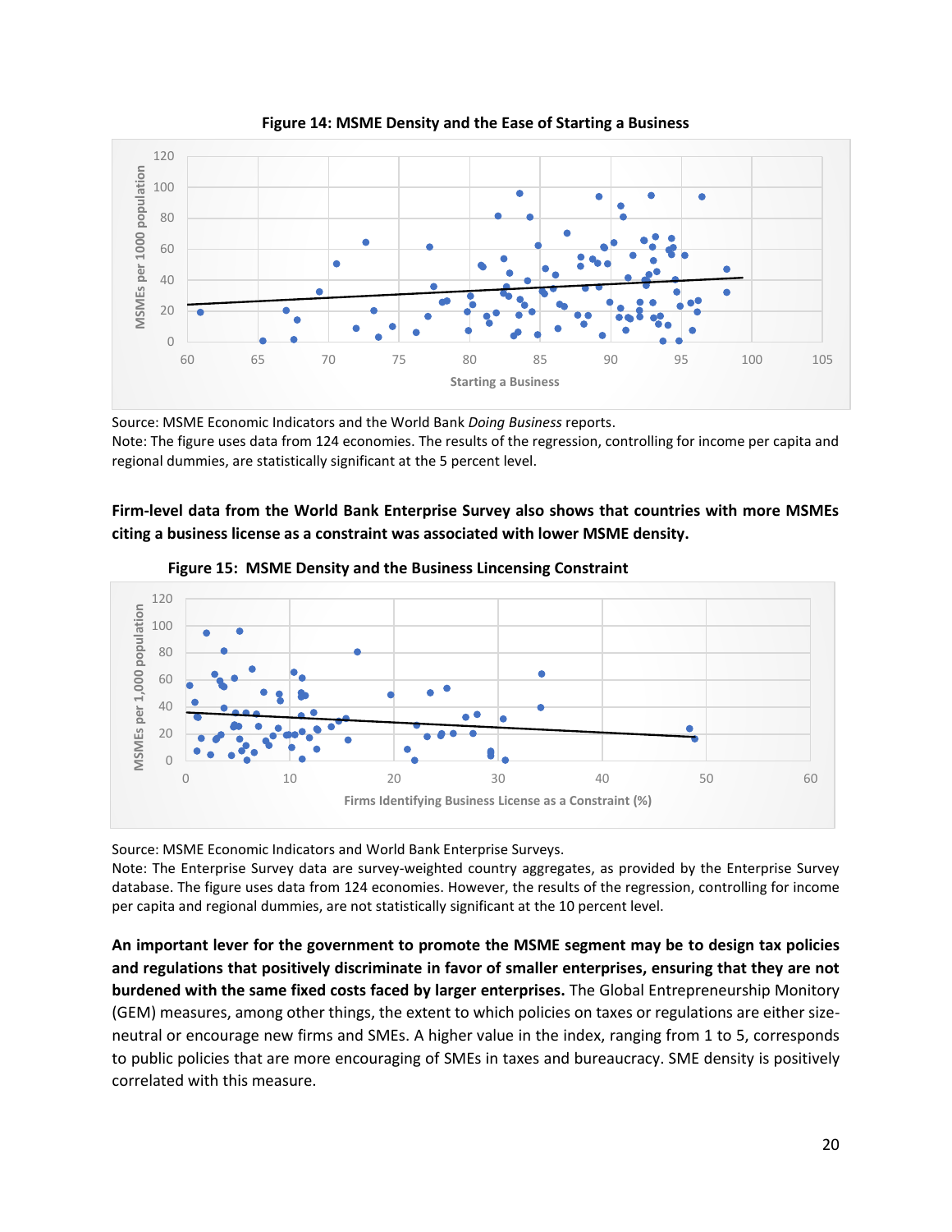**Figure 14: MSME Density and the Ease of Starting a Business**

Source: MSME Economic Indicators and the World Bank *Doing Business* reports.
Note: The figure uses data from 124 economies. The results of the regression, controlling for income per capita and regional dummies, are statistically significant at the 5 percent level.

**Firm-level data from the World Bank Enterprise Survey also shows that countries with more MSMEs citing a business license as a constraint was associated with lower MSME density.**

**Figure 15: MSME Density and the Business Lincensing Constraint**

Source: MSME Economic Indicators and World Bank Enterprise Surveys.
Note: The Enterprise Survey data are survey-weighted country aggregates, as provided by the Enterprise Survey database. The figure uses data from 124 economies. However, the results of the regression, controlling for income per capita and regional dummies, are not statistically significant at the 10 percent level.

**An important lever for the government to promote the MSME segment may be to design tax policies and regulations that positively discriminate in favor of smaller enterprises, ensuring that they are not burdened with the same fixed costs faced by larger enterprises.** The Global Entrepreneurship Monitory (GEM) measures, among other things, the extent to which policies on taxes or regulations are either size-neutral or encourage new firms and SMEs. A higher value in the index, ranging from 1 to 5, corresponds to public policies that are more encouraging of SMEs in taxes and bureaucracy. SME density is positively correlated with this measure.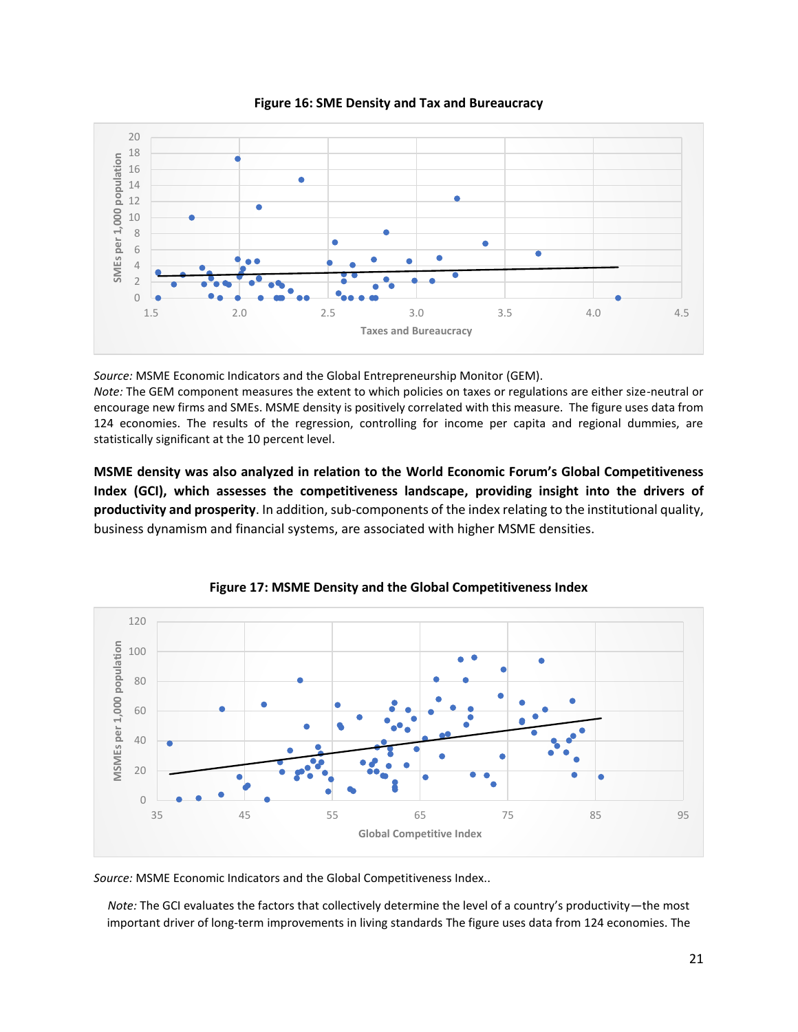**Figure 16: SME Density and Tax and Bureaucracy**

*Source:* MSME Economic Indicators and the Global Entrepreneurship Monitor (GEM).
*Note:* The GEM component measures the extent to which policies on taxes or regulations are either size-neutral or encourage new firms and SMEs. MSME density is positively correlated with this measure. The figure uses data from 124 economies. The results of the regression, controlling for income per capita and regional dummies, are statistically significant at the 10 percent level.

**MSME density was also analyzed in relation to the World Economic Forum's Global Competitiveness Index (GCI), which assesses the competitiveness landscape, providing insight into the drivers of productivity and prosperity**. In addition, sub-components of the index relating to the institutional quality, business dynamism and financial systems, are associated with higher MSME densities.

**Figure 17: MSME Density and the Global Competitiveness Index**

*Source:* MSME Economic Indicators and the Global Competitiveness Index..

*Note:* The GCI evaluates the factors that collectively determine the level of a country's productivity—the most important driver of long-term improvements in living standards The figure uses data from 124 economies. The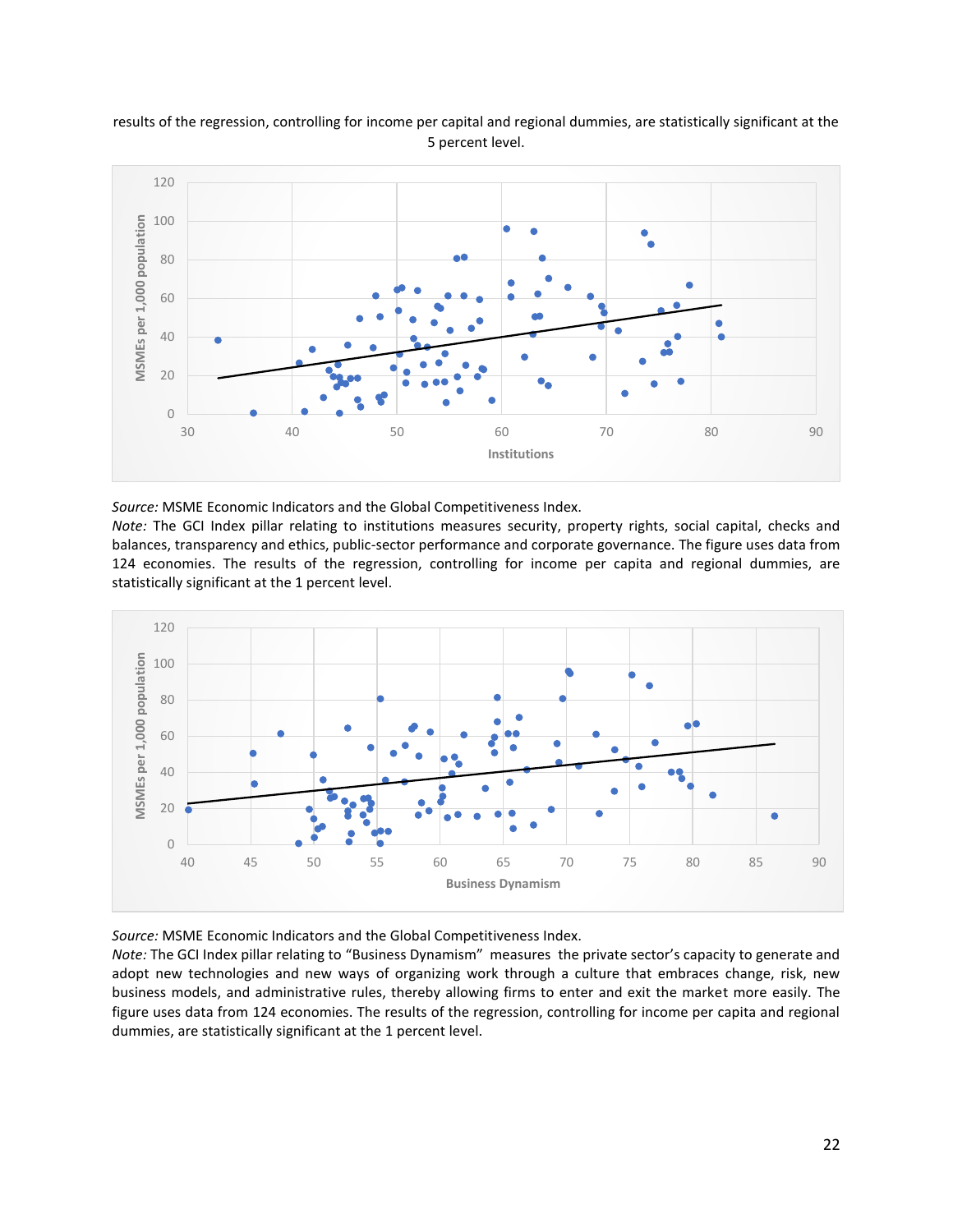results of the regression, controlling for income per capital and regional dummies, are statistically significant at the 5 percent level.

*Source:* MSME Economic Indicators and the Global Competitiveness Index.
*Note:* The GCI Index pillar relating to institutions measures security, property rights, social capital, checks and balances, transparency and ethics, public-sector performance and corporate governance. The figure uses data from 124 economies. The results of the regression, controlling for income per capita and regional dummies, are statistically significant at the 1 percent level.

*Source:* MSME Economic Indicators and the Global Competitiveness Index.
*Note:* The GCI Index pillar relating to "Business Dynamism" measures the private sector's capacity to generate and adopt new technologies and new ways of organizing work through a culture that embraces change, risk, new business models, and administrative rules, thereby allowing firms to enter and exit the market more easily. The figure uses data from 124 economies. The results of the regression, controlling for income per capita and regional dummies, are statistically significant at the 1 percent level.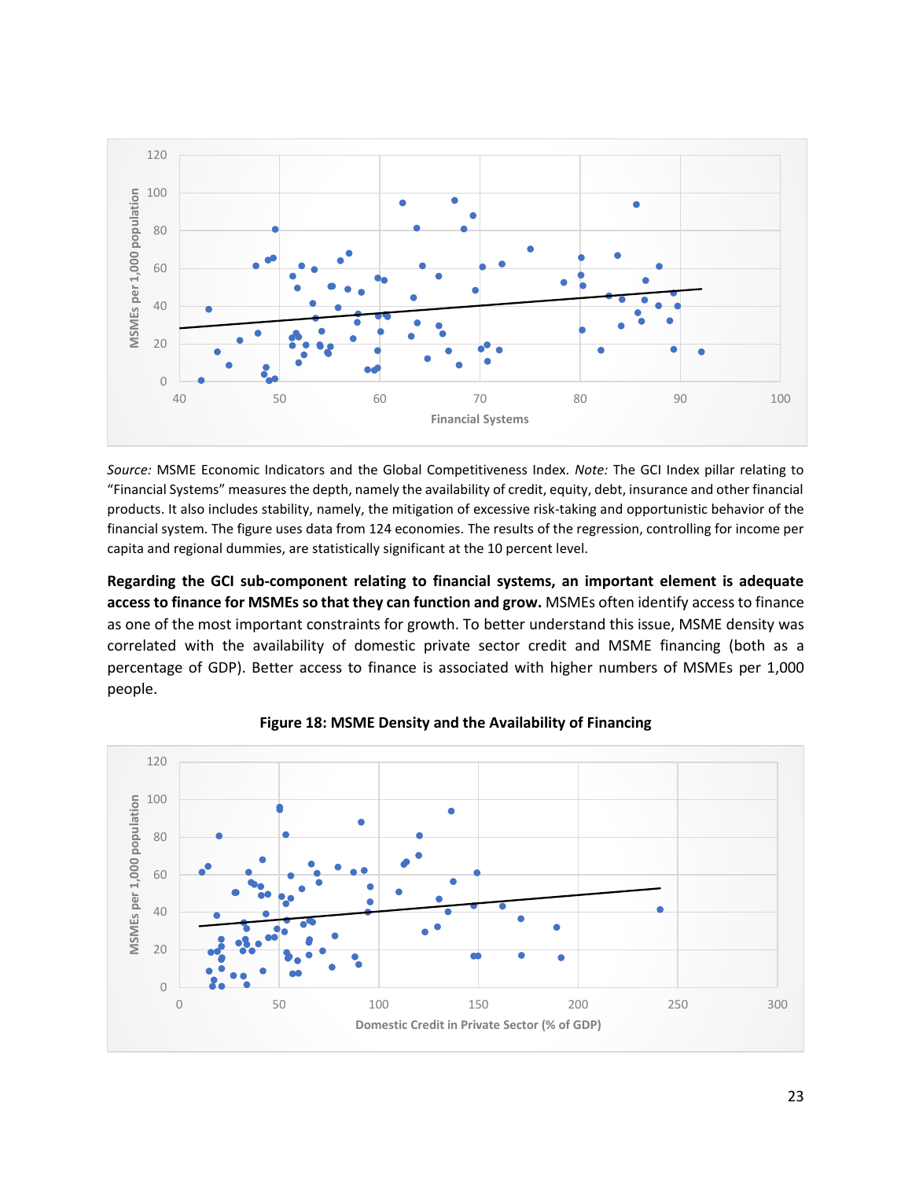*Source:* MSME Economic Indicators and the Global Competitiveness Index. *Note:* The GCI Index pillar relating to "Financial Systems" measures the depth, namely the availability of credit, equity, debt, insurance and other financial products. It also includes stability, namely, the mitigation of excessive risk-taking and opportunistic behavior of the financial system. The figure uses data from 124 economies. The results of the regression, controlling for income per capita and regional dummies, are statistically significant at the 10 percent level.

**Regarding the GCI sub-component relating to financial systems, an important element is adequate access to finance for MSMEs so that they can function and grow.** MSMEs often identify access to finance as one of the most important constraints for growth. To better understand this issue, MSME density was correlated with the availability of domestic private sector credit and MSME financing (both as a percentage of GDP). Better access to finance is associated with higher numbers of MSMEs per 1,000 people.

**Figure 18: MSME Density and the Availability of Financing**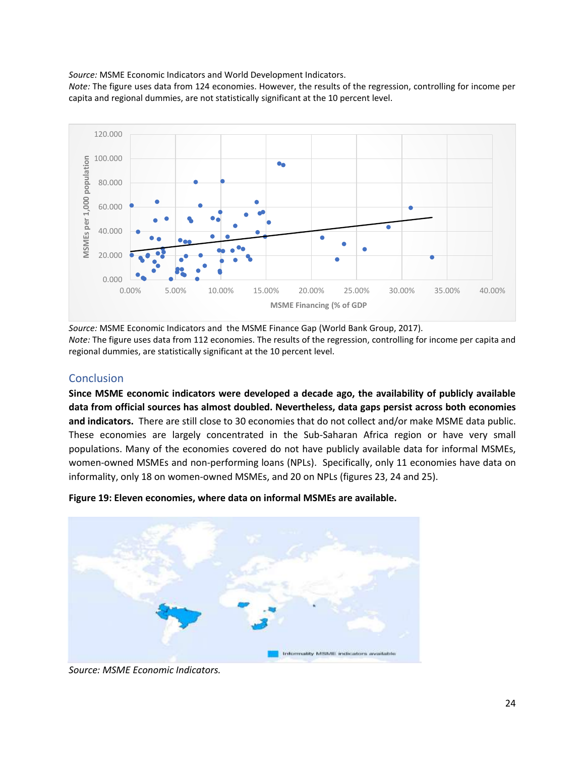*Source:* MSME Economic Indicators and World Development Indicators.
*Note:* The figure uses data from 124 economies. However, the results of the regression, controlling for income per capita and regional dummies, are not statistically significant at the 10 percent level.

*Source:* MSME Economic Indicators and the MSME Finance Gap (World Bank Group, 2017).
*Note:* The figure uses data from 112 economies. The results of the regression, controlling for income per capita and regional dummies, are statistically significant at the 10 percent level.

## Conclusion

**Since MSME economic indicators were developed a decade ago, the availability of publicly available data from official sources has almost doubled. Nevertheless, data gaps persist across both economies and indicators.** There are still close to 30 economies that do not collect and/or make MSME data public. These economies are largely concentrated in the Sub-Saharan Africa region or have very small populations. Many of the economies covered do not have publicly available data for informal MSMEs, women-owned MSMEs and non-performing loans (NPLs). Specifically, only 11 economies have data on informality, only 18 on women-owned MSMEs, and 20 on NPLs (figures 23, 24 and 25).

**Figure 19: Eleven economies, where data on informal MSMEs are available.**

*Source: MSME Economic Indicators.*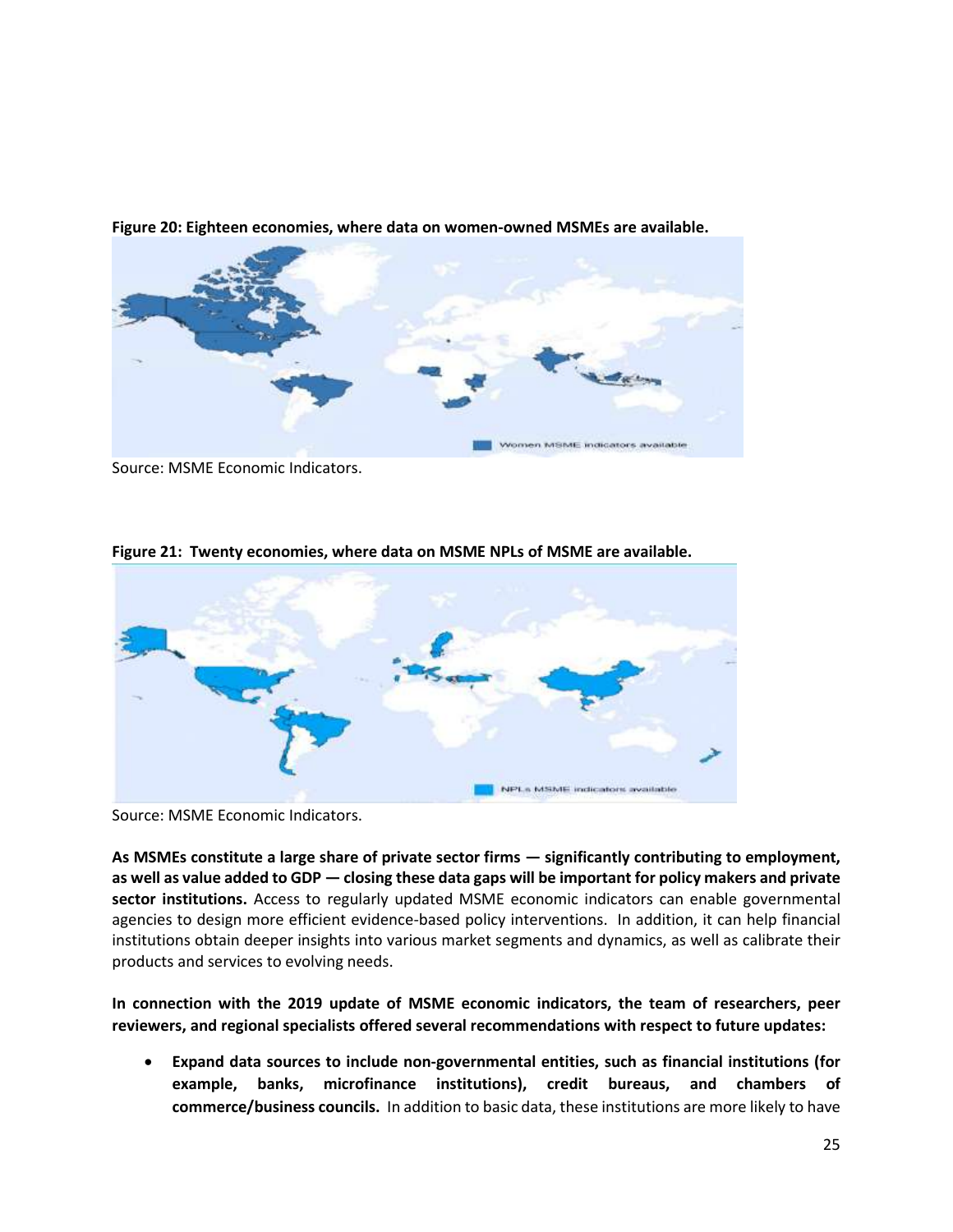**Figure 20: Eighteen economies, where data on women-owned MSMEs are available.**

Source: MSME Economic Indicators.

**Figure 21: Twenty economies, where data on MSME NPLs of MSME are available.**

Source: MSME Economic Indicators.

**As MSMEs constitute a large share of private sector firms — significantly contributing to employment, as well as value added to GDP — closing these data gaps will be important for policy makers and private sector institutions.** Access to regularly updated MSME economic indicators can enable governmental agencies to design more efficient evidence-based policy interventions. In addition, it can help financial institutions obtain deeper insights into various market segments and dynamics, as well as calibrate their products and services to evolving needs.

**In connection with the 2019 update of MSME economic indicators, the team of researchers, peer reviewers, and regional specialists offered several recommendations with respect to future updates:**

- **Expand data sources to include non-governmental entities, such as financial institutions (for example, banks, microfinance institutions), credit bureaus, and chambers of commerce/business councils.** In addition to basic data, these institutions are more likely to have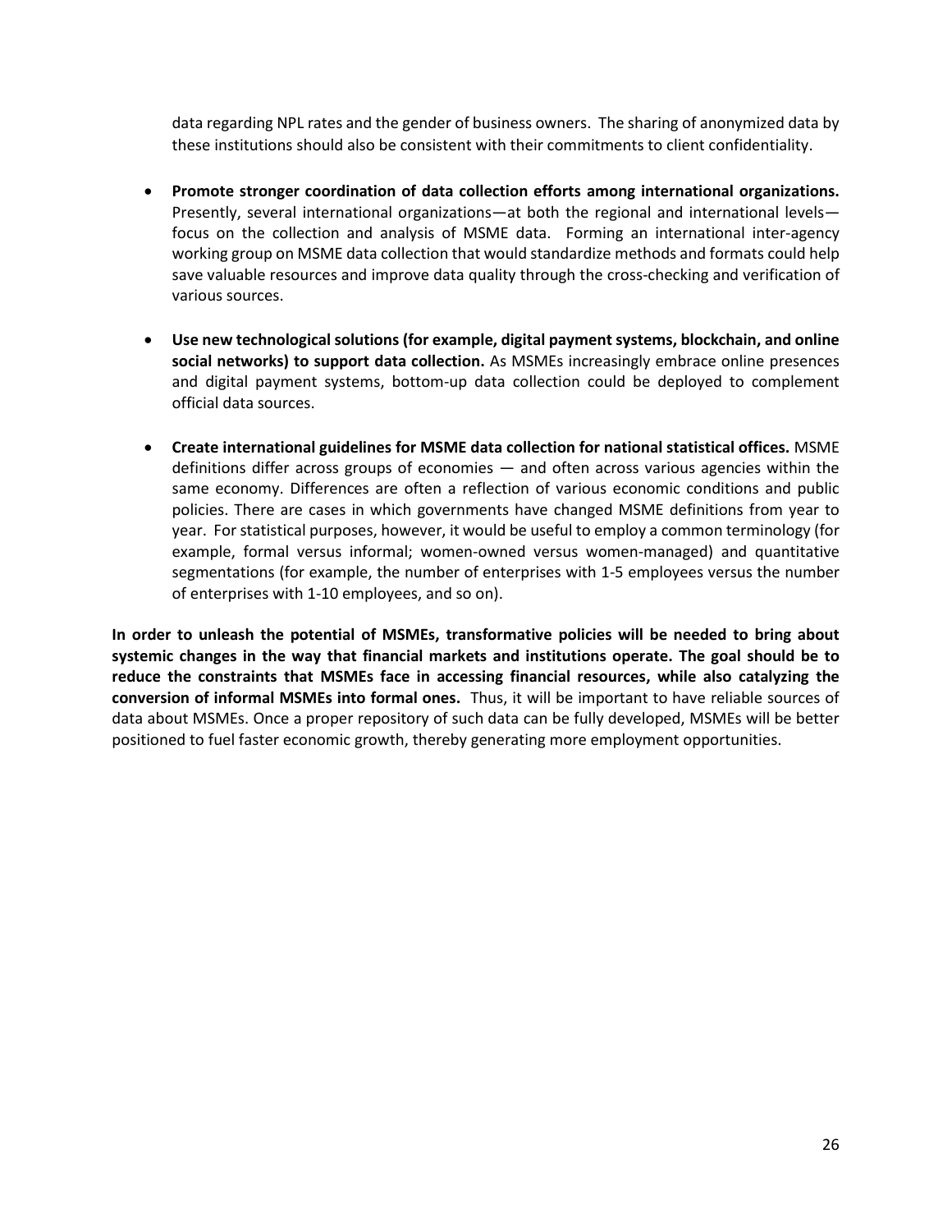data regarding NPL rates and the gender of business owners. The sharing of anonymized data by these institutions should also be consistent with their commitments to client confidentiality.

- **Promote stronger coordination of data collection efforts among international organizations.** Presently, several international organizations—at both the regional and international levels—focus on the collection and analysis of MSME data. Forming an international inter-agency working group on MSME data collection that would standardize methods and formats could help save valuable resources and improve data quality through the cross-checking and verification of various sources.

- **Use new technological solutions (for example, digital payment systems, blockchain, and online social networks) to support data collection.** As MSMEs increasingly embrace online presences and digital payment systems, bottom-up data collection could be deployed to complement official data sources.

- **Create international guidelines for MSME data collection for national statistical offices.** MSME definitions differ across groups of economies — and often across various agencies within the same economy. Differences are often a reflection of various economic conditions and public policies. There are cases in which governments have changed MSME definitions from year to year. For statistical purposes, however, it would be useful to employ a common terminology (for example, formal versus informal; women-owned versus women-managed) and quantitative segmentations (for example, the number of enterprises with 1-5 employees versus the number of enterprises with 1-10 employees, and so on).

**In order to unleash the potential of MSMEs, transformative policies will be needed to bring about systemic changes in the way that financial markets and institutions operate. The goal should be to reduce the constraints that MSMEs face in accessing financial resources, while also catalyzing the conversion of informal MSMEs into formal ones.** Thus, it will be important to have reliable sources of data about MSMEs. Once a proper repository of such data can be fully developed, MSMEs will be better positioned to fuel faster economic growth, thereby generating more employment opportunities.